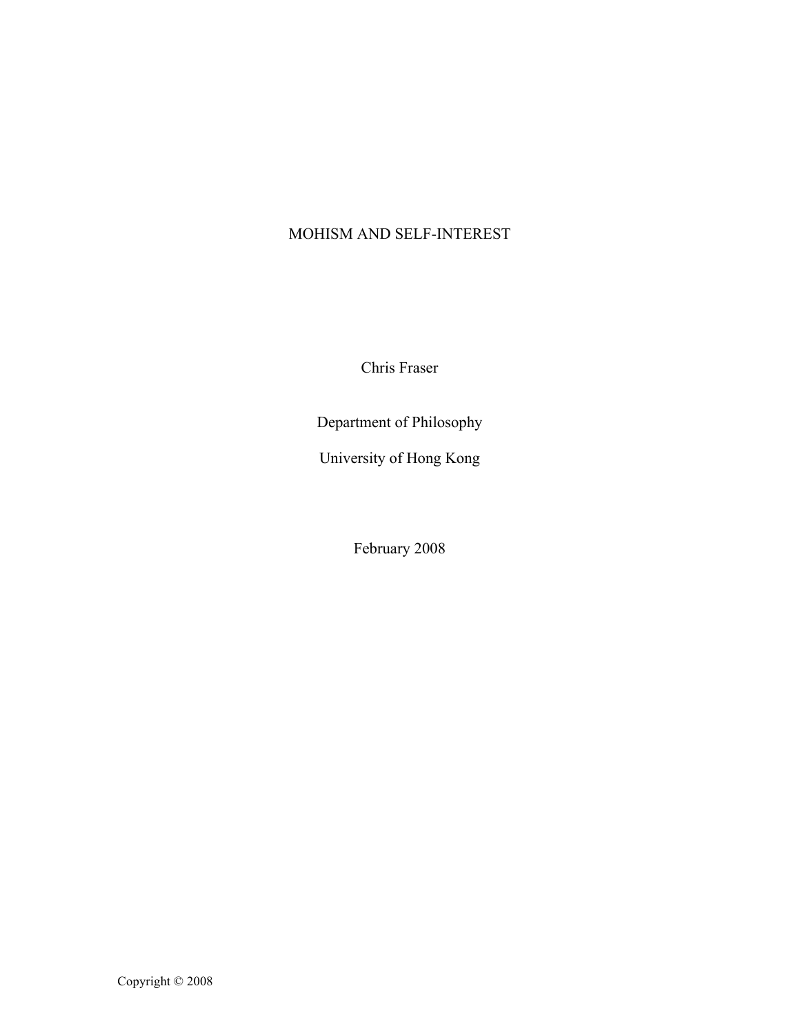# MOHISM AND SELF-INTEREST

Chris Fraser

Department of Philosophy

University of Hong Kong

February 2008

Copyright © 2008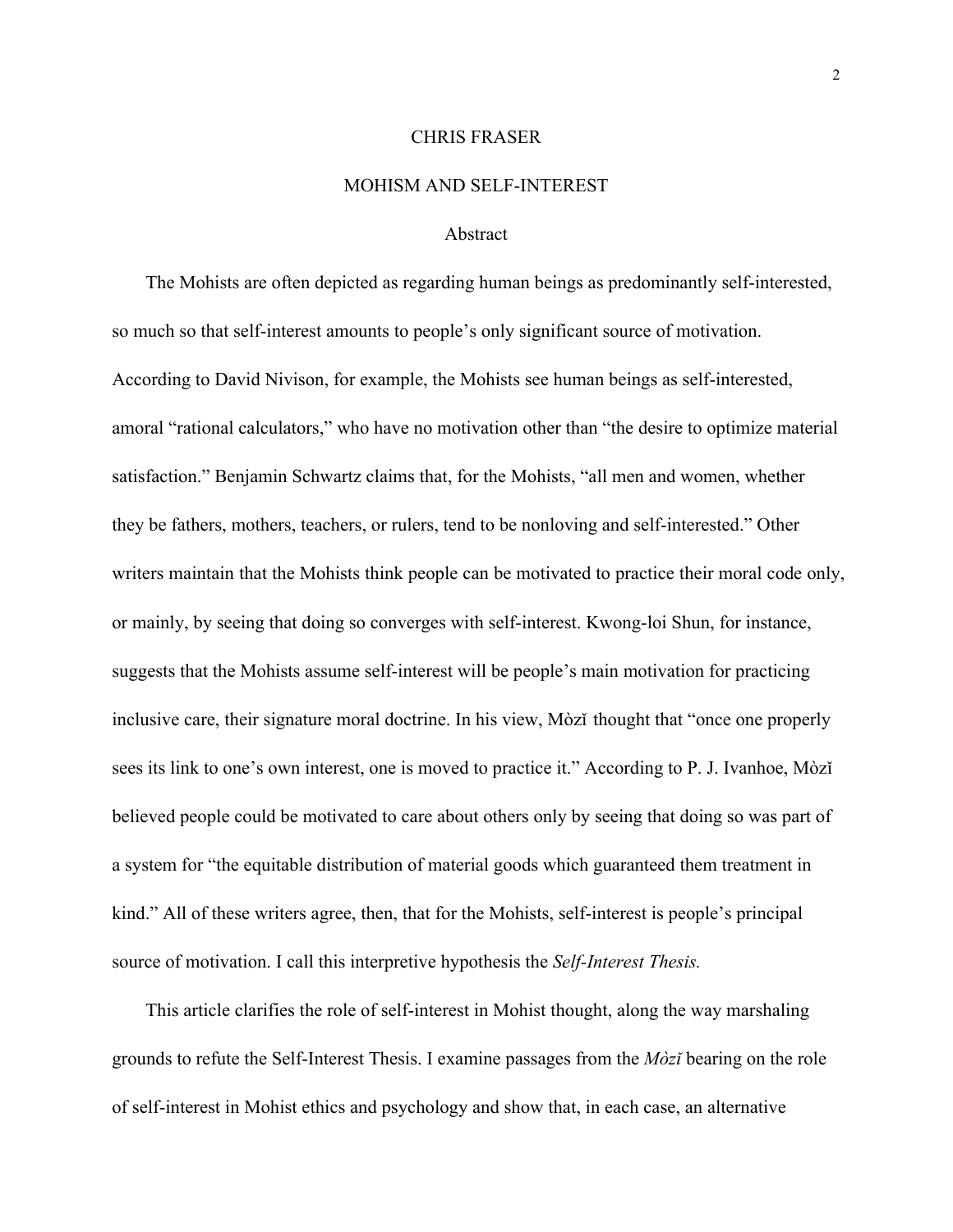CHRIS FRASER

# MOHISM AND SELF-INTEREST

## Abstract

The Mohists are often depicted as regarding human beings as predominantly self-interested, so much so that self-interest amounts to people's only significant source of motivation. According to David Nivison, for example, the Mohists see human beings as self-interested, amoral "rational calculators," who have no motivation other than "the desire to optimize material satisfaction." Benjamin Schwartz claims that, for the Mohists, "all men and women, whether they be fathers, mothers, teachers, or rulers, tend to be nonloving and self-interested." Other writers maintain that the Mohists think people can be motivated to practice their moral code only, or mainly, by seeing that doing so converges with self-interest. Kwong-loi Shun, for instance, suggests that the Mohists assume self-interest will be people's main motivation for practicing inclusive care, their signature moral doctrine. In his view, Mòzǐ thought that "once one properly sees its link to one's own interest, one is moved to practice it." According to P. J. Ivanhoe, Mòzǐ believed people could be motivated to care about others only by seeing that doing so was part of a system for "the equitable distribution of material goods which guaranteed them treatment in kind." All of these writers agree, then, that for the Mohists, self-interest is people's principal source of motivation. I call this interpretive hypothesis the *Self-Interest Thesis.*

This article clarifies the role of self-interest in Mohist thought, along the way marshaling grounds to refute the Self-Interest Thesis. I examine passages from the *Mòzǐ* bearing on the role of self-interest in Mohist ethics and psychology and show that, in each case, an alternative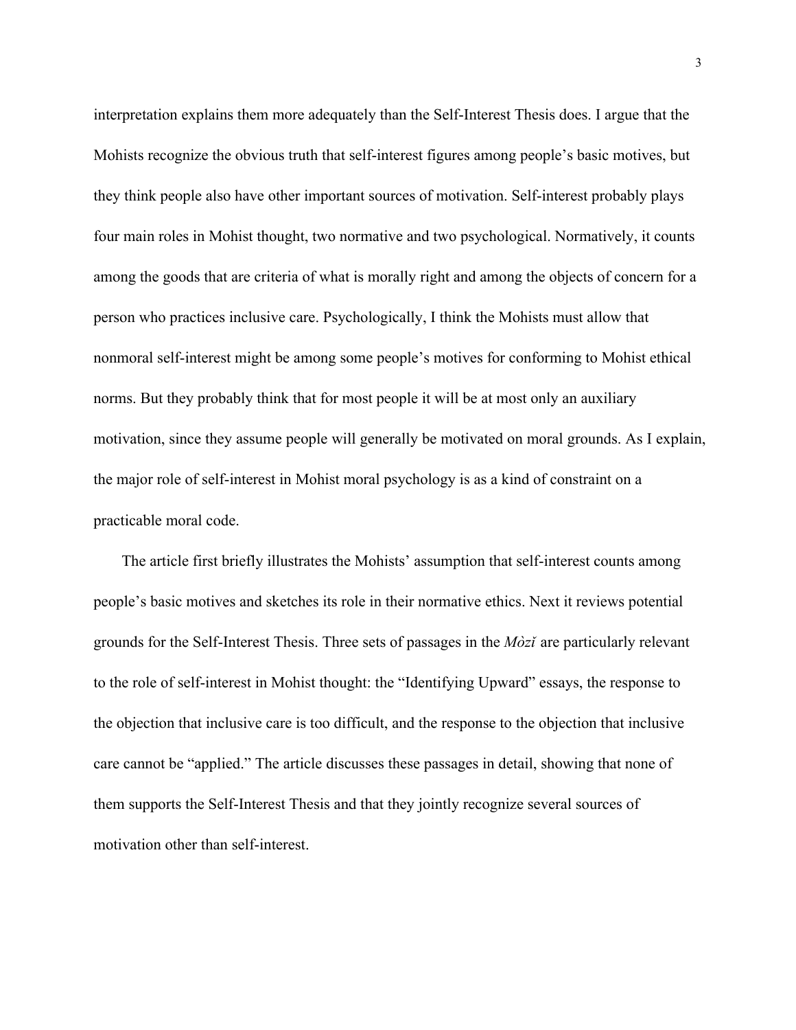interpretation explains them more adequately than the Self-Interest Thesis does. I argue that the Mohists recognize the obvious truth that self-interest figures among people's basic motives, but they think people also have other important sources of motivation. Self-interest probably plays four main roles in Mohist thought, two normative and two psychological. Normatively, it counts among the goods that are criteria of what is morally right and among the objects of concern for a person who practices inclusive care. Psychologically, I think the Mohists must allow that nonmoral self-interest might be among some people's motives for conforming to Mohist ethical norms. But they probably think that for most people it will be at most only an auxiliary motivation, since they assume people will generally be motivated on moral grounds. As I explain, the major role of self-interest in Mohist moral psychology is as a kind of constraint on a practicable moral code.

The article first briefly illustrates the Mohists' assumption that self-interest counts among people's basic motives and sketches its role in their normative ethics. Next it reviews potential grounds for the Self-Interest Thesis. Three sets of passages in the *Mòzǐ* are particularly relevant to the role of self-interest in Mohist thought: the "Identifying Upward" essays, the response to the objection that inclusive care is too difficult, and the response to the objection that inclusive care cannot be "applied." The article discusses these passages in detail, showing that none of them supports the Self-Interest Thesis and that they jointly recognize several sources of motivation other than self-interest.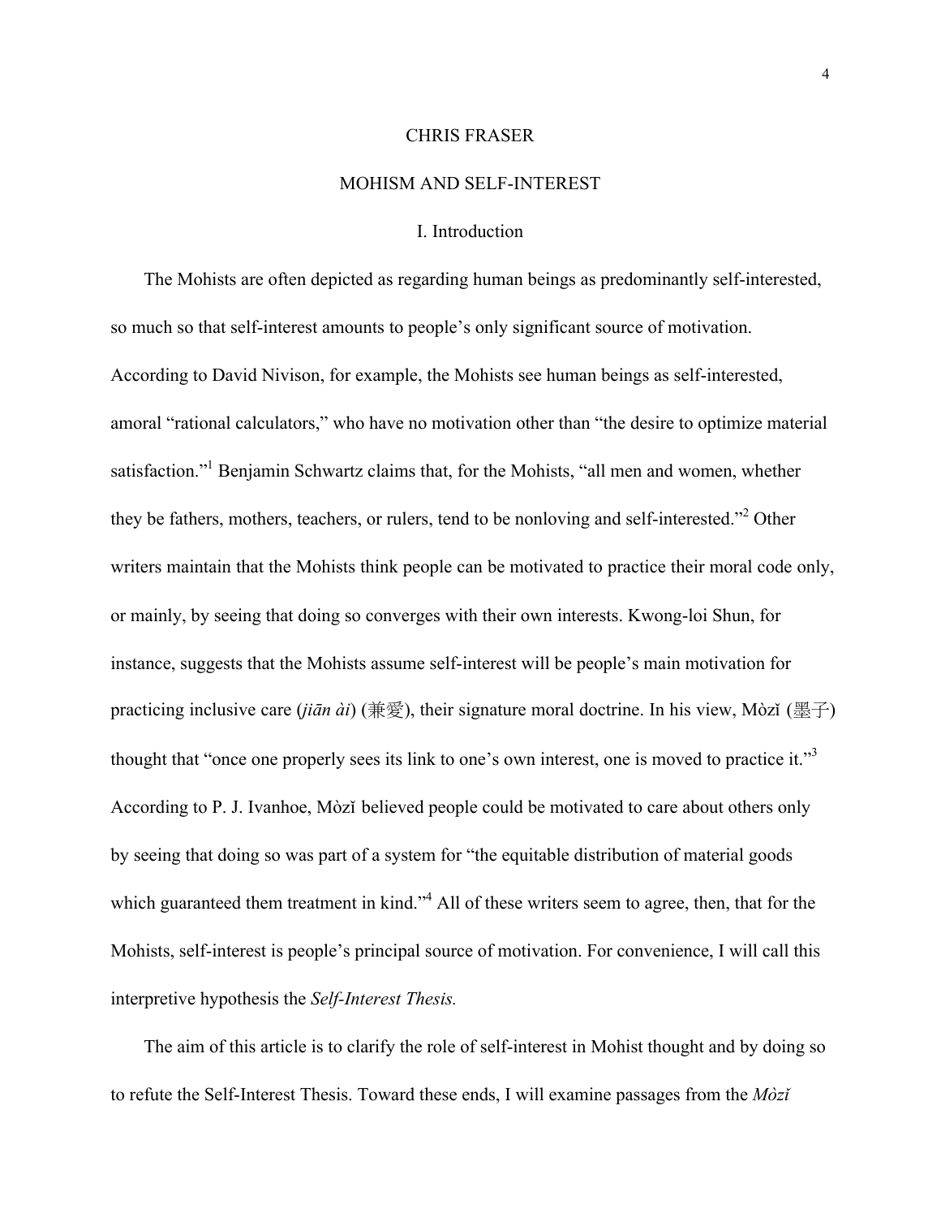# CHRIS FRASER

## MOHISM AND SELF-INTEREST

### I. Introduction

The Mohists are often depicted as regarding human beings as predominantly self-interested, so much so that self-interest amounts to people's only significant source of motivation. According to David Nivison, for example, the Mohists see human beings as self-interested, amoral "rational calculators," who have no motivation other than "the desire to optimize material satisfaction."[1] Benjamin Schwartz claims that, for the Mohists, "all men and women, whether they be fathers, mothers, teachers, or rulers, tend to be nonloving and self-interested."[2] Other writers maintain that the Mohists think people can be motivated to practice their moral code only, or mainly, by seeing that doing so converges with their own interests. Kwong-loi Shun, for instance, suggests that the Mohists assume self-interest will be people's main motivation for practicing inclusive care (*jiān ài*) (兼爱), their signature moral doctrine. In his view, Mòzǐ (墨子) thought that "once one properly sees its link to one's own interest, one is moved to practice it."[3] According to P. J. Ivanhoe, Mòzǐ believed people could be motivated to care about others only by seeing that doing so was part of a system for "the equitable distribution of material goods which guaranteed them treatment in kind."[4] All of these writers seem to agree, then, that for the Mohists, self-interest is people's principal source of motivation. For convenience, I will call this interpretive hypothesis the *Self-Interest Thesis.*

The aim of this article is to clarify the role of self-interest in Mohist thought and by doing so to refute the Self-Interest Thesis. Toward these ends, I will examine passages from the *Mòzǐ*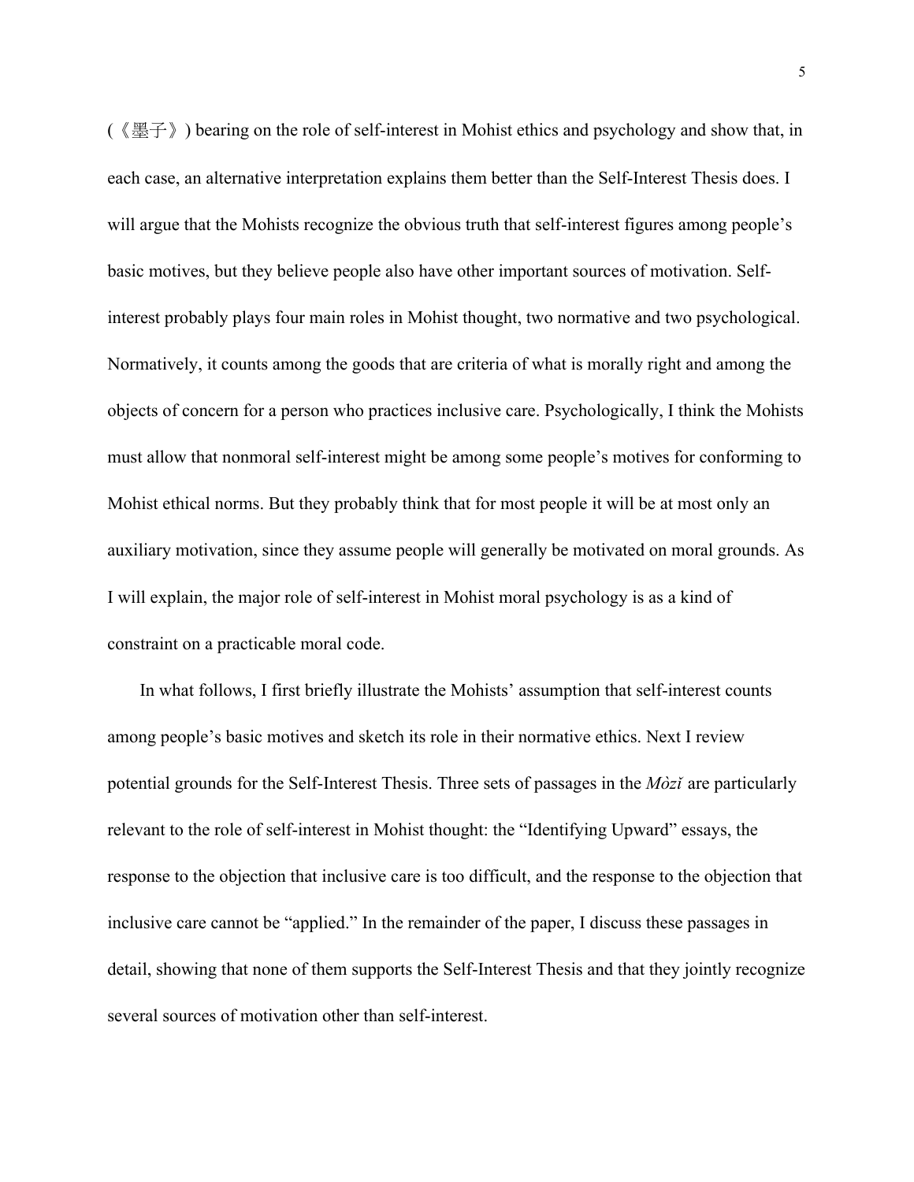(《墨子》) bearing on the role of self-interest in Mohist ethics and psychology and show that, in each case, an alternative interpretation explains them better than the Self-Interest Thesis does. I will argue that the Mohists recognize the obvious truth that self-interest figures among people's basic motives, but they believe people also have other important sources of motivation. Self-interest probably plays four main roles in Mohist thought, two normative and two psychological. Normatively, it counts among the goods that are criteria of what is morally right and among the objects of concern for a person who practices inclusive care. Psychologically, I think the Mohists must allow that nonmoral self-interest might be among some people's motives for conforming to Mohist ethical norms. But they probably think that for most people it will be at most only an auxiliary motivation, since they assume people will generally be motivated on moral grounds. As I will explain, the major role of self-interest in Mohist moral psychology is as a kind of constraint on a practicable moral code.

In what follows, I first briefly illustrate the Mohists' assumption that self-interest counts among people's basic motives and sketch its role in their normative ethics. Next I review potential grounds for the Self-Interest Thesis. Three sets of passages in the *Mòzǐ* are particularly relevant to the role of self-interest in Mohist thought: the "Identifying Upward" essays, the response to the objection that inclusive care is too difficult, and the response to the objection that inclusive care cannot be "applied." In the remainder of the paper, I discuss these passages in detail, showing that none of them supports the Self-Interest Thesis and that they jointly recognize several sources of motivation other than self-interest.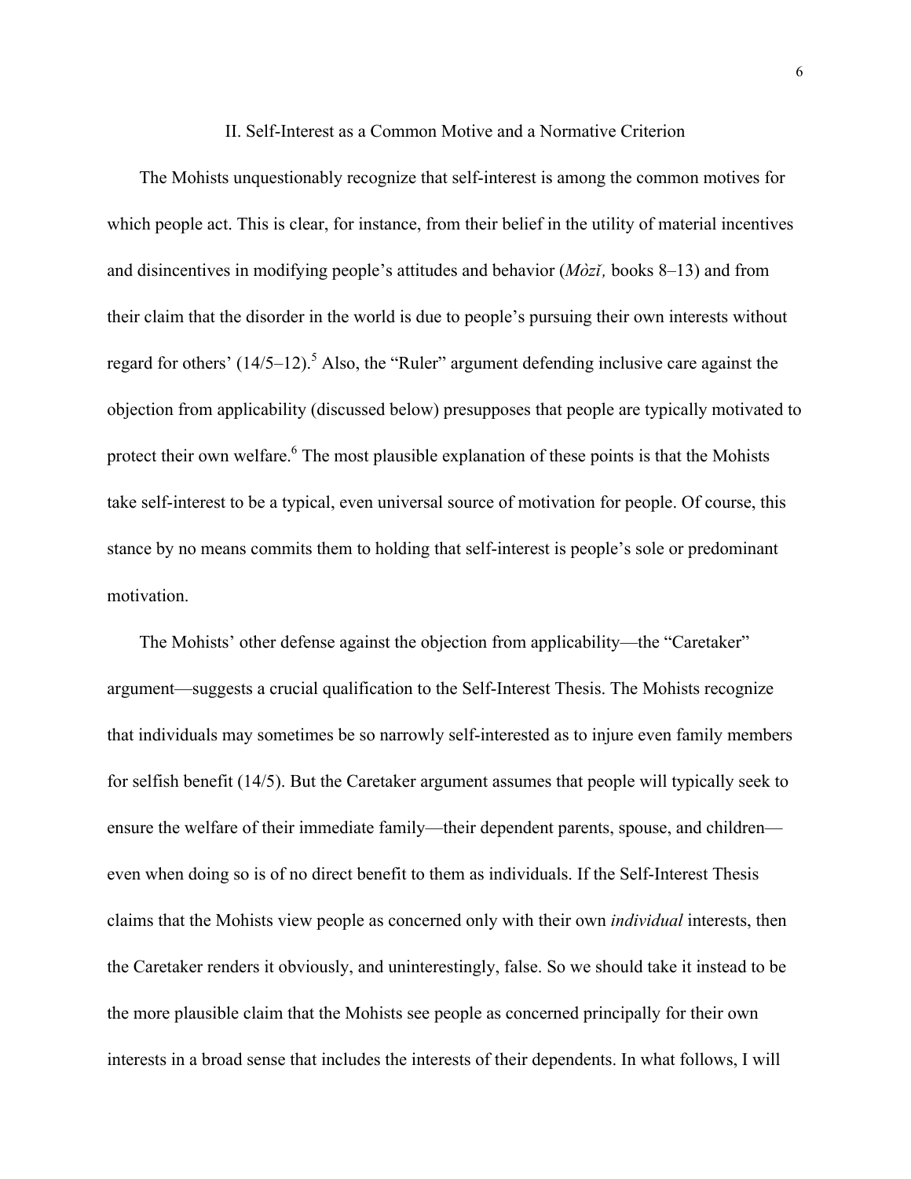## II. Self-Interest as a Common Motive and a Normative Criterion

The Mohists unquestionably recognize that self-interest is among the common motives for which people act. This is clear, for instance, from their belief in the utility of material incentives and disincentives in modifying people's attitudes and behavior (*Mòzĭ,* books 8–13) and from their claim that the disorder in the world is due to people's pursuing their own interests without regard for others' (14/5–12).[5] Also, the "Ruler" argument defending inclusive care against the objection from applicability (discussed below) presupposes that people are typically motivated to protect their own welfare.[6] The most plausible explanation of these points is that the Mohists take self-interest to be a typical, even universal source of motivation for people. Of course, this stance by no means commits them to holding that self-interest is people's sole or predominant motivation.

The Mohists' other defense against the objection from applicability—the "Caretaker" argument—suggests a crucial qualification to the Self-Interest Thesis. The Mohists recognize that individuals may sometimes be so narrowly self-interested as to injure even family members for selfish benefit (14/5). But the Caretaker argument assumes that people will typically seek to ensure the welfare of their immediate family—their dependent parents, spouse, and children—even when doing so is of no direct benefit to them as individuals. If the Self-Interest Thesis claims that the Mohists view people as concerned only with their own *individual* interests, then the Caretaker renders it obviously, and uninterestingly, false. So we should take it instead to be the more plausible claim that the Mohists see people as concerned principally for their own interests in a broad sense that includes the interests of their dependents. In what follows, I will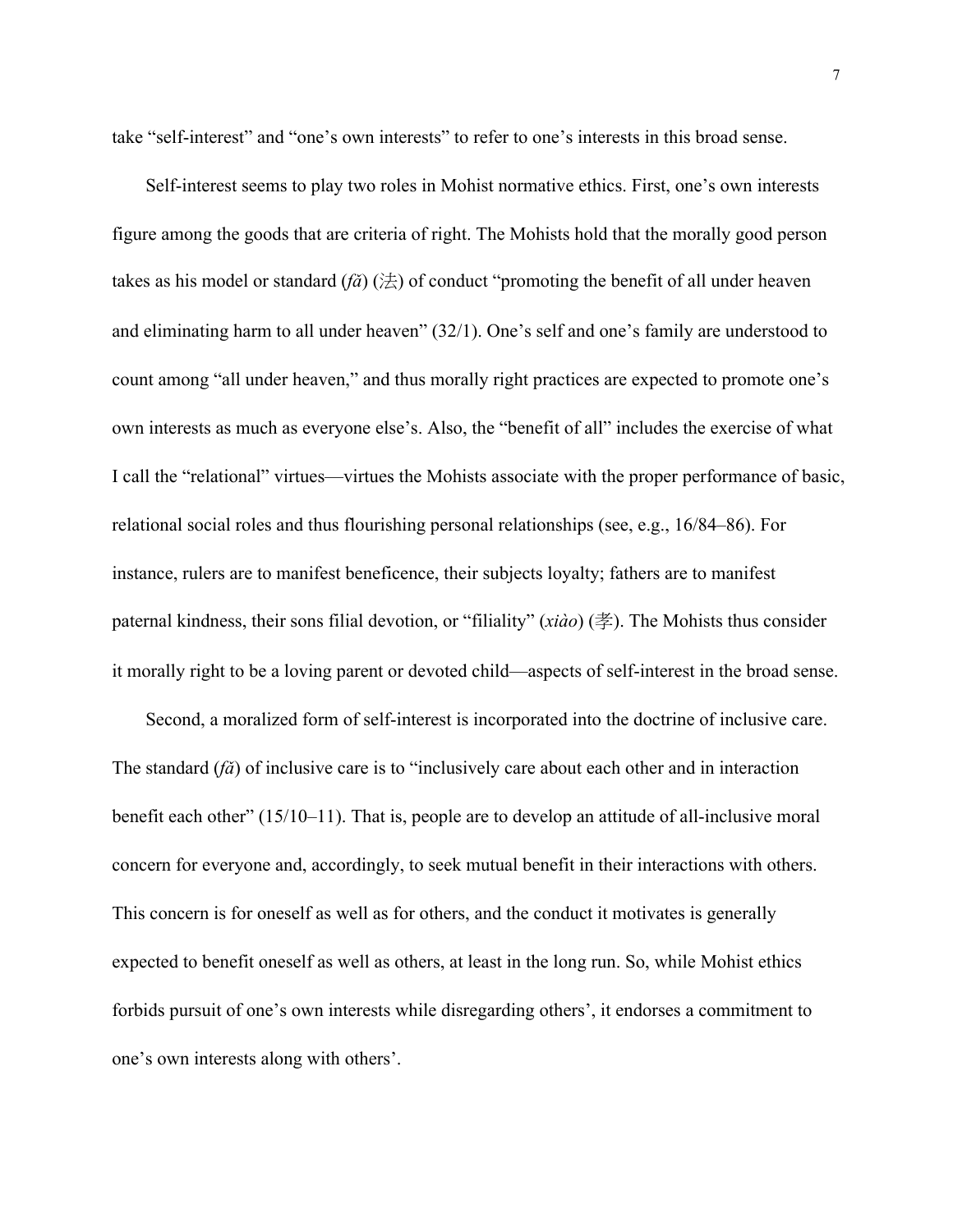take “self-interest” and “one’s own interests” to refer to one’s interests in this broad sense.

Self-interest seems to play two roles in Mohist normative ethics. First, one’s own interests figure among the goods that are criteria of right. The Mohists hold that the morally good person takes as his model or standard (*fǎ*) (法) of conduct “promoting the benefit of all under heaven and eliminating harm to all under heaven” (32/1). One’s self and one’s family are understood to count among “all under heaven,” and thus morally right practices are expected to promote one’s own interests as much as everyone else’s. Also, the “benefit of all” includes the exercise of what I call the “relational” virtues—virtues the Mohists associate with the proper performance of basic, relational social roles and thus flourishing personal relationships (see, e.g., 16/84–86). For instance, rulers are to manifest beneficence, their subjects loyalty; fathers are to manifest paternal kindness, their sons filial devotion, or “filiality” (*xiào*) (孝). The Mohists thus consider it morally right to be a loving parent or devoted child—aspects of self-interest in the broad sense.

Second, a moralized form of self-interest is incorporated into the doctrine of inclusive care. The standard (*fǎ*) of inclusive care is to “inclusively care about each other and in interaction benefit each other” (15/10–11). That is, people are to develop an attitude of all-inclusive moral concern for everyone and, accordingly, to seek mutual benefit in their interactions with others. This concern is for oneself as well as for others, and the conduct it motivates is generally expected to benefit oneself as well as others, at least in the long run. So, while Mohist ethics forbids pursuit of one’s own interests while disregarding others’, it endorses a commitment to one’s own interests along with others’.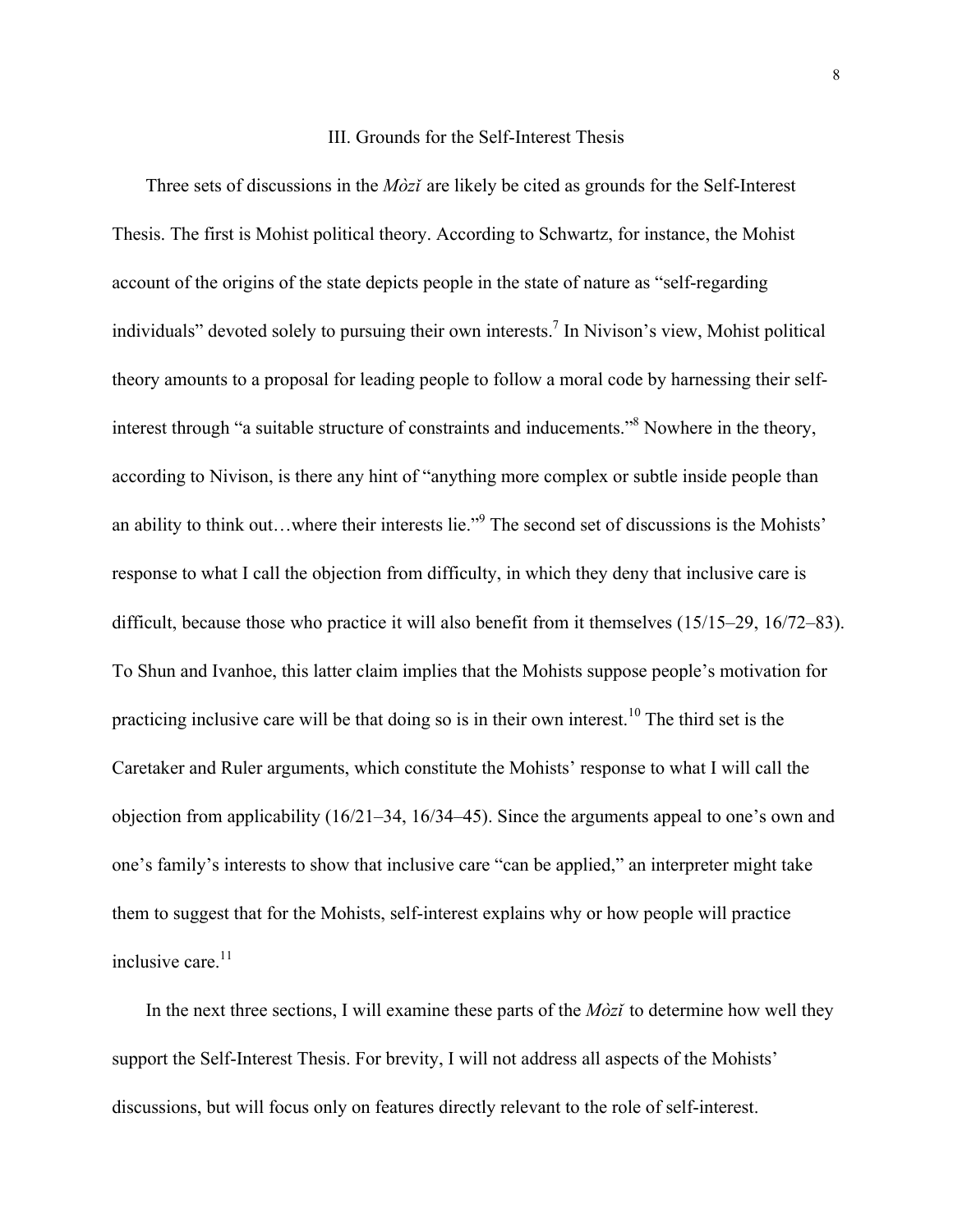## III. Grounds for the Self-Interest Thesis

Three sets of discussions in the *Mòzǐ* are likely be cited as grounds for the Self-Interest Thesis. The first is Mohist political theory. According to Schwartz, for instance, the Mohist account of the origins of the state depicts people in the state of nature as "self-regarding individuals" devoted solely to pursuing their own interests.[7] In Nivison's view, Mohist political theory amounts to a proposal for leading people to follow a moral code by harnessing their self-interest through "a suitable structure of constraints and inducements."[8] Nowhere in the theory, according to Nivison, is there any hint of "anything more complex or subtle inside people than an ability to think out…where their interests lie."[9] The second set of discussions is the Mohists' response to what I call the objection from difficulty, in which they deny that inclusive care is difficult, because those who practice it will also benefit from it themselves (15/15–29, 16/72–83). To Shun and Ivanhoe, this latter claim implies that the Mohists suppose people's motivation for practicing inclusive care will be that doing so is in their own interest.[10] The third set is the Caretaker and Ruler arguments, which constitute the Mohists' response to what I will call the objection from applicability (16/21–34, 16/34–45). Since the arguments appeal to one's own and one's family's interests to show that inclusive care "can be applied," an interpreter might take them to suggest that for the Mohists, self-interest explains why or how people will practice inclusive care.[11]

In the next three sections, I will examine these parts of the *Mòzǐ* to determine how well they support the Self-Interest Thesis. For brevity, I will not address all aspects of the Mohists' discussions, but will focus only on features directly relevant to the role of self-interest.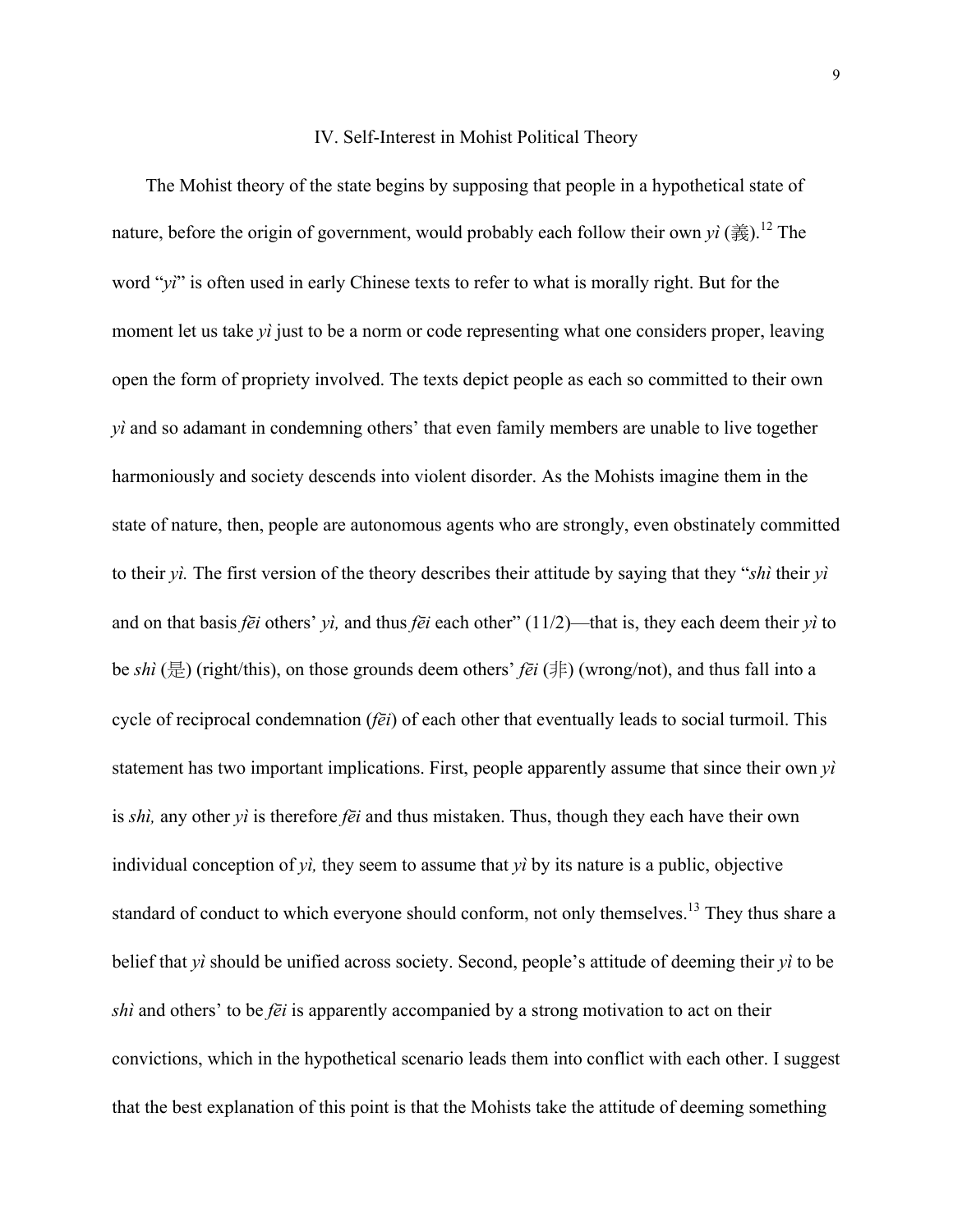## IV. Self-Interest in Mohist Political Theory

The Mohist theory of the state begins by supposing that people in a hypothetical state of nature, before the origin of government, would probably each follow their own *yì* (義).[12] The word "*yì*" is often used in early Chinese texts to refer to what is morally right. But for the moment let us take *yì* just to be a norm or code representing what one considers proper, leaving open the form of propriety involved. The texts depict people as each so committed to their own *yì* and so adamant in condemning others' that even family members are unable to live together harmoniously and society descends into violent disorder. As the Mohists imagine them in the state of nature, then, people are autonomous agents who are strongly, even obstinately committed to their *yì.* The first version of the theory describes their attitude by saying that they "*shì* their *yì* and on that basis *fēi* others' *yì,* and thus *fēi* each other" (11/2)—that is, they each deem their *yì* to be *shì* (是) (right/this), on those grounds deem others' *fēi* (非) (wrong/not), and thus fall into a cycle of reciprocal condemnation (*fēi*) of each other that eventually leads to social turmoil. This statement has two important implications. First, people apparently assume that since their own *yì* is *shì,* any other *yì* is therefore *fēi* and thus mistaken. Thus, though they each have their own individual conception of *yì,* they seem to assume that *yì* by its nature is a public, objective standard of conduct to which everyone should conform, not only themselves.[13] They thus share a belief that *yì* should be unified across society. Second, people's attitude of deeming their *yì* to be *shì* and others' to be *fēi* is apparently accompanied by a strong motivation to act on their convictions, which in the hypothetical scenario leads them into conflict with each other. I suggest that the best explanation of this point is that the Mohists take the attitude of deeming something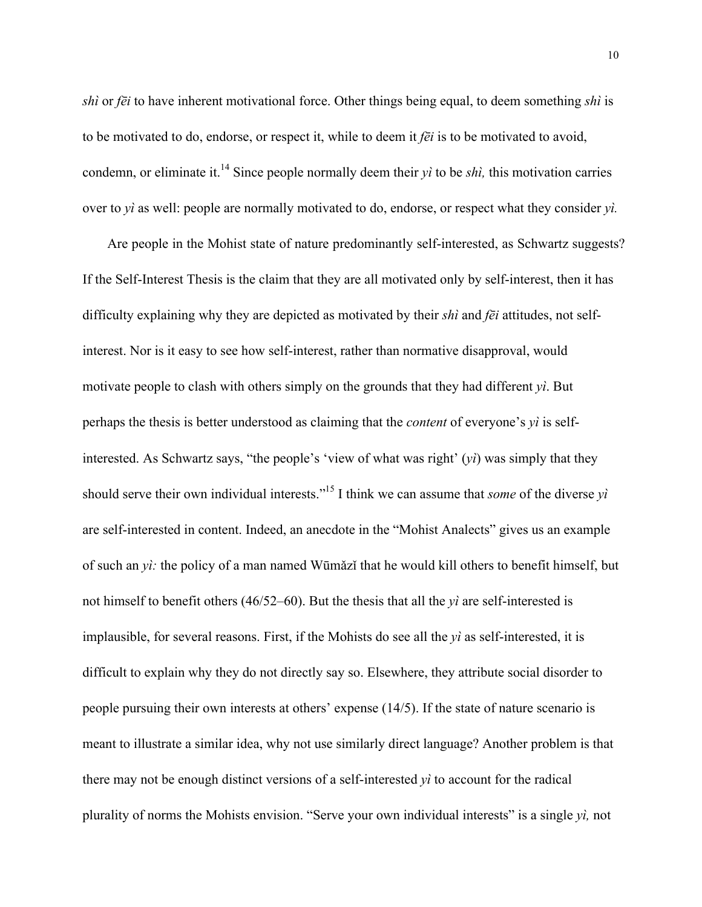*shì* or *fēi* to have inherent motivational force. Other things being equal, to deem something *shì* is to be motivated to do, endorse, or respect it, while to deem it *fēi* is to be motivated to avoid, condemn, or eliminate it.[14] Since people normally deem their *yì* to be *shì,* this motivation carries over to *yì* as well: people are normally motivated to do, endorse, or respect what they consider *yì.*

Are people in the Mohist state of nature predominantly self-interested, as Schwartz suggests? If the Self-Interest Thesis is the claim that they are all motivated only by self-interest, then it has difficulty explaining why they are depicted as motivated by their *shì* and *fēi* attitudes, not self-interest. Nor is it easy to see how self-interest, rather than normative disapproval, would motivate people to clash with others simply on the grounds that they had different *yì*. But perhaps the thesis is better understood as claiming that the *content* of everyone's *yì* is self-interested. As Schwartz says, "the people's 'view of what was right' (*yì*) was simply that they should serve their own individual interests."[15] I think we can assume that *some* of the diverse *yì* are self-interested in content. Indeed, an anecdote in the "Mohist Analects" gives us an example of such an *yì:* the policy of a man named Wūmǎzǐ that he would kill others to benefit himself, but not himself to benefit others (46/52–60). But the thesis that all the *yì* are self-interested is implausible, for several reasons. First, if the Mohists do see all the *yì* as self-interested, it is difficult to explain why they do not directly say so. Elsewhere, they attribute social disorder to people pursuing their own interests at others' expense (14/5). If the state of nature scenario is meant to illustrate a similar idea, why not use similarly direct language? Another problem is that there may not be enough distinct versions of a self-interested *yì* to account for the radical plurality of norms the Mohists envision. "Serve your own individual interests" is a single *yì,* not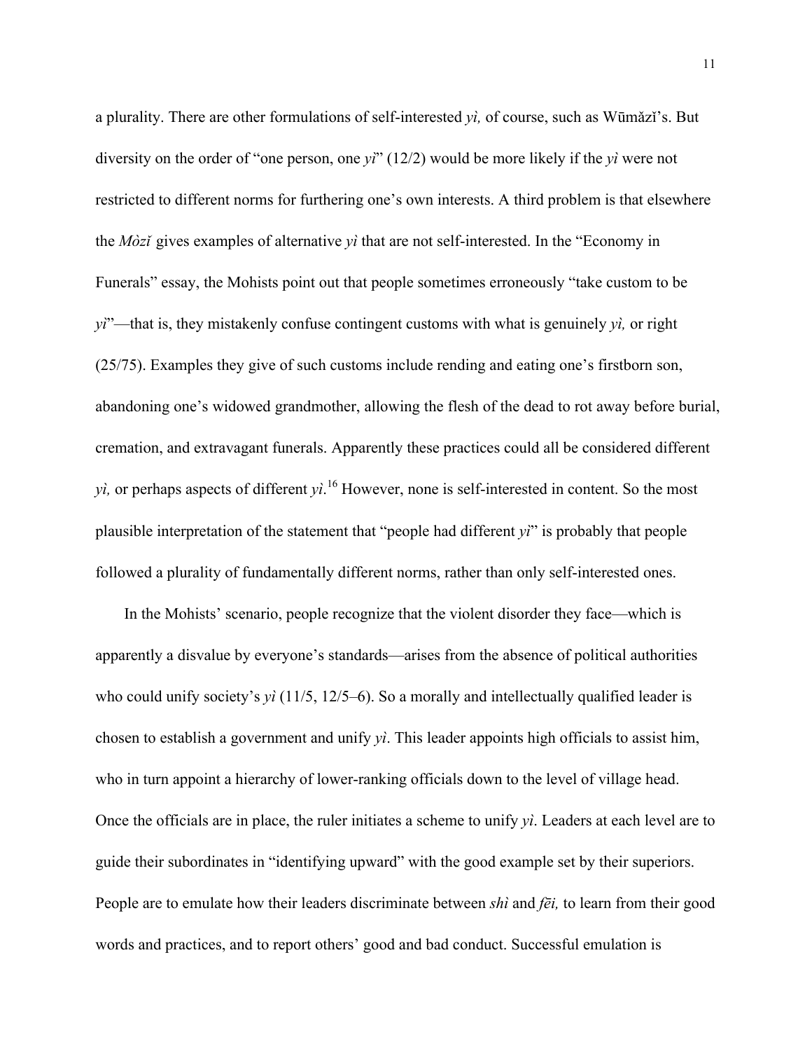a plurality. There are other formulations of self-interested *yì,* of course, such as Wūmǎzǐ's. But diversity on the order of "one person, one *yì*" (12/2) would be more likely if the *yì* were not restricted to different norms for furthering one's own interests. A third problem is that elsewhere the *Mòzǐ* gives examples of alternative *yì* that are not self-interested. In the "Economy in Funerals" essay, the Mohists point out that people sometimes erroneously "take custom to be *yì*"—that is, they mistakenly confuse contingent customs with what is genuinely *yì,* or right (25/75). Examples they give of such customs include rending and eating one's firstborn son, abandoning one's widowed grandmother, allowing the flesh of the dead to rot away before burial, cremation, and extravagant funerals. Apparently these practices could all be considered different *yì,* or perhaps aspects of different *yì*.[16] However, none is self-interested in content. So the most plausible interpretation of the statement that "people had different *yì*" is probably that people followed a plurality of fundamentally different norms, rather than only self-interested ones.

In the Mohists' scenario, people recognize that the violent disorder they face—which is apparently a disvalue by everyone's standards—arises from the absence of political authorities who could unify society's *yì* (11/5, 12/5–6). So a morally and intellectually qualified leader is chosen to establish a government and unify *yì*. This leader appoints high officials to assist him, who in turn appoint a hierarchy of lower-ranking officials down to the level of village head. Once the officials are in place, the ruler initiates a scheme to unify *yì*. Leaders at each level are to guide their subordinates in "identifying upward" with the good example set by their superiors. People are to emulate how their leaders discriminate between *shì* and *fēi,* to learn from their good words and practices, and to report others' good and bad conduct. Successful emulation is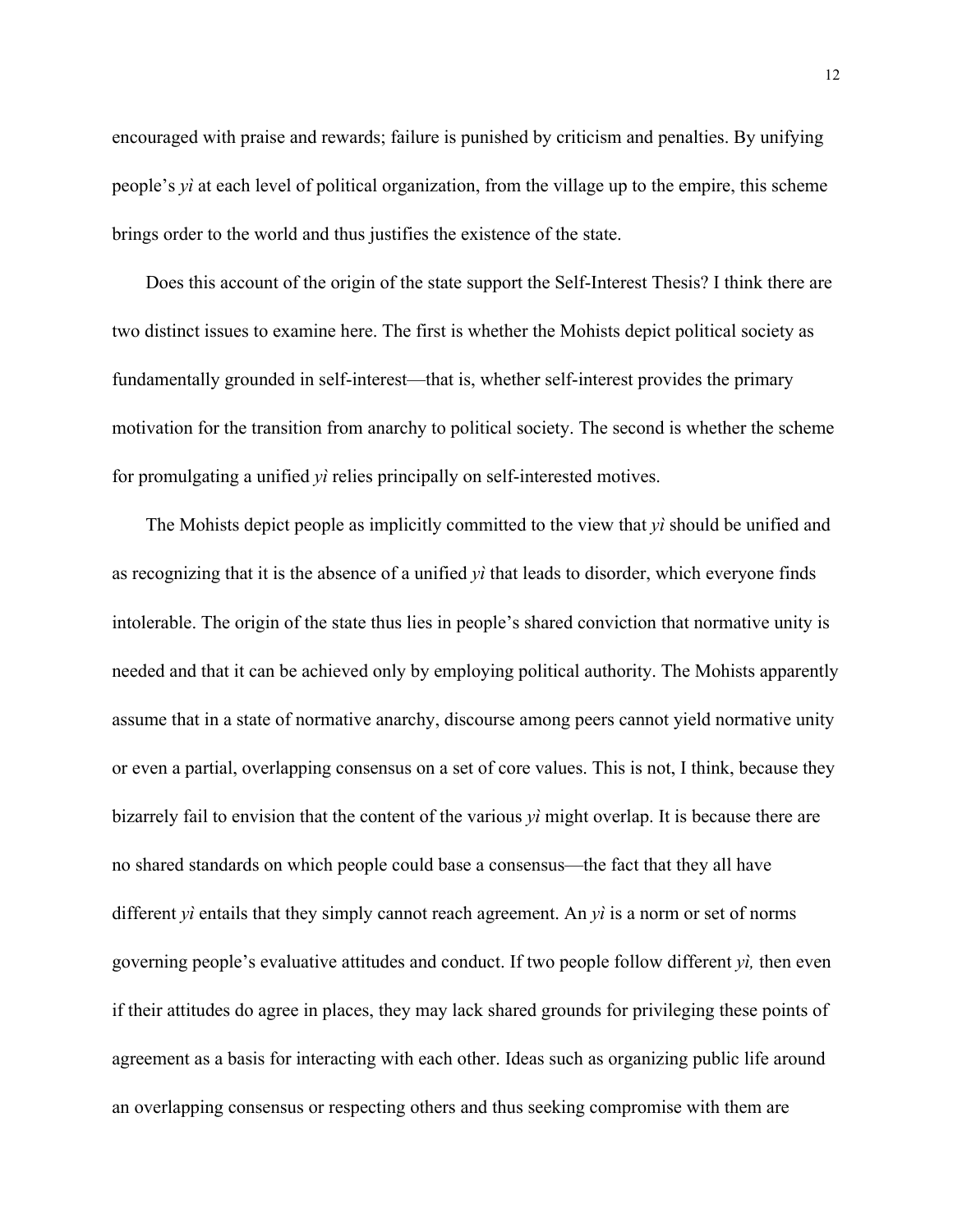encouraged with praise and rewards; failure is punished by criticism and penalties. By unifying people's *yì* at each level of political organization, from the village up to the empire, this scheme brings order to the world and thus justifies the existence of the state.

Does this account of the origin of the state support the Self-Interest Thesis? I think there are two distinct issues to examine here. The first is whether the Mohists depict political society as fundamentally grounded in self-interest—that is, whether self-interest provides the primary motivation for the transition from anarchy to political society. The second is whether the scheme for promulgating a unified *yì* relies principally on self-interested motives.

The Mohists depict people as implicitly committed to the view that *yì* should be unified and as recognizing that it is the absence of a unified *yì* that leads to disorder, which everyone finds intolerable. The origin of the state thus lies in people's shared conviction that normative unity is needed and that it can be achieved only by employing political authority. The Mohists apparently assume that in a state of normative anarchy, discourse among peers cannot yield normative unity or even a partial, overlapping consensus on a set of core values. This is not, I think, because they bizarrely fail to envision that the content of the various *yì* might overlap. It is because there are no shared standards on which people could base a consensus—the fact that they all have different *yì* entails that they simply cannot reach agreement. An *yì* is a norm or set of norms governing people's evaluative attitudes and conduct. If two people follow different *yì,* then even if their attitudes do agree in places, they may lack shared grounds for privileging these points of agreement as a basis for interacting with each other. Ideas such as organizing public life around an overlapping consensus or respecting others and thus seeking compromise with them are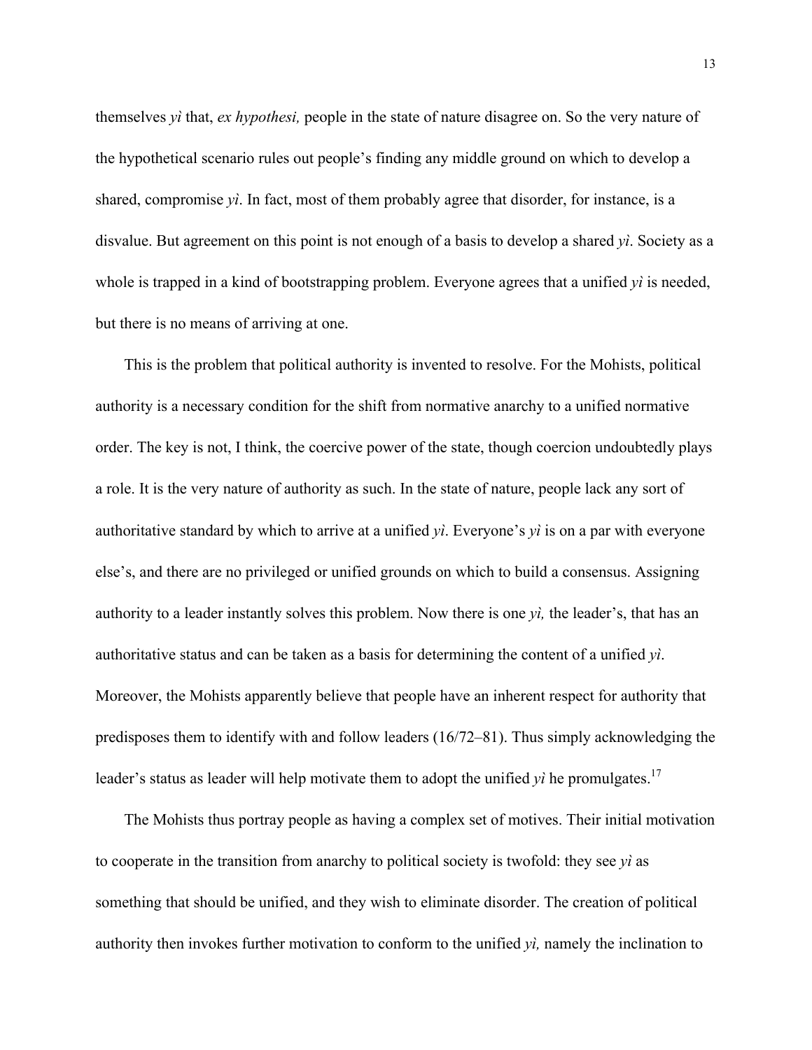themselves *yì* that, *ex hypothesi,* people in the state of nature disagree on. So the very nature of the hypothetical scenario rules out people's finding any middle ground on which to develop a shared, compromise *yì*. In fact, most of them probably agree that disorder, for instance, is a disvalue. But agreement on this point is not enough of a basis to develop a shared *yì*. Society as a whole is trapped in a kind of bootstrapping problem. Everyone agrees that a unified *yì* is needed, but there is no means of arriving at one.

This is the problem that political authority is invented to resolve. For the Mohists, political authority is a necessary condition for the shift from normative anarchy to a unified normative order. The key is not, I think, the coercive power of the state, though coercion undoubtedly plays a role. It is the very nature of authority as such. In the state of nature, people lack any sort of authoritative standard by which to arrive at a unified *yì*. Everyone's *yì* is on a par with everyone else's, and there are no privileged or unified grounds on which to build a consensus. Assigning authority to a leader instantly solves this problem. Now there is one *yì,* the leader's, that has an authoritative status and can be taken as a basis for determining the content of a unified *yì*. Moreover, the Mohists apparently believe that people have an inherent respect for authority that predisposes them to identify with and follow leaders (16/72–81). Thus simply acknowledging the leader's status as leader will help motivate them to adopt the unified *yì* he promulgates.[17]

The Mohists thus portray people as having a complex set of motives. Their initial motivation to cooperate in the transition from anarchy to political society is twofold: they see *yì* as something that should be unified, and they wish to eliminate disorder. The creation of political authority then invokes further motivation to conform to the unified *yì,* namely the inclination to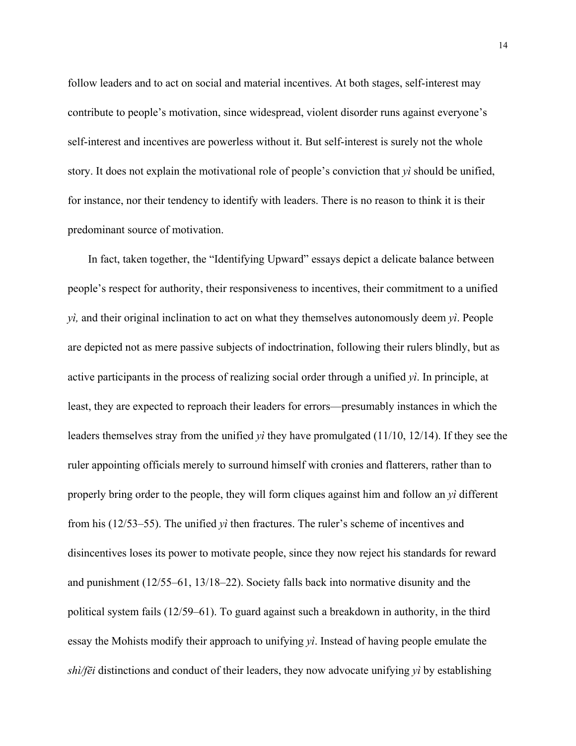follow leaders and to act on social and material incentives. At both stages, self-interest may contribute to people's motivation, since widespread, violent disorder runs against everyone's self-interest and incentives are powerless without it. But self-interest is surely not the whole story. It does not explain the motivational role of people's conviction that *yì* should be unified, for instance, nor their tendency to identify with leaders. There is no reason to think it is their predominant source of motivation.

In fact, taken together, the "Identifying Upward" essays depict a delicate balance between people's respect for authority, their responsiveness to incentives, their commitment to a unified *yì,* and their original inclination to act on what they themselves autonomously deem *yì*. People are depicted not as mere passive subjects of indoctrination, following their rulers blindly, but as active participants in the process of realizing social order through a unified *yì*. In principle, at least, they are expected to reproach their leaders for errors—presumably instances in which the leaders themselves stray from the unified *yì* they have promulgated (11/10, 12/14). If they see the ruler appointing officials merely to surround himself with cronies and flatterers, rather than to properly bring order to the people, they will form cliques against him and follow an *yì* different from his (12/53–55). The unified *yì* then fractures. The ruler's scheme of incentives and disincentives loses its power to motivate people, since they now reject his standards for reward and punishment (12/55–61, 13/18–22). Society falls back into normative disunity and the political system fails (12/59–61). To guard against such a breakdown in authority, in the third essay the Mohists modify their approach to unifying *yì*. Instead of having people emulate the *shì/fēi* distinctions and conduct of their leaders, they now advocate unifying *yì* by establishing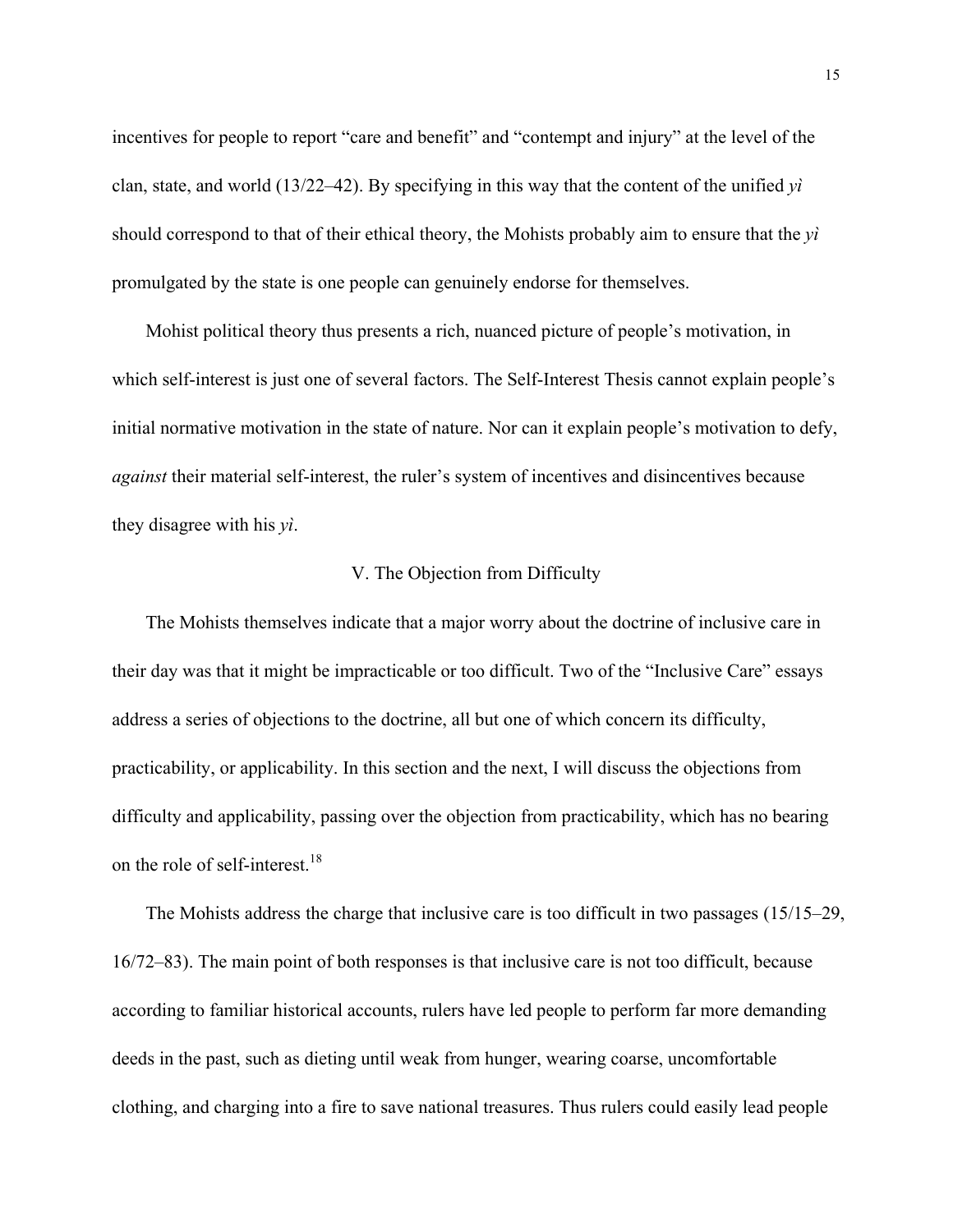incentives for people to report “care and benefit” and “contempt and injury” at the level of the clan, state, and world (13/22–42). By specifying in this way that the content of the unified *yì* should correspond to that of their ethical theory, the Mohists probably aim to ensure that the *yì* promulgated by the state is one people can genuinely endorse for themselves.

Mohist political theory thus presents a rich, nuanced picture of people’s motivation, in which self-interest is just one of several factors. The Self-Interest Thesis cannot explain people’s initial normative motivation in the state of nature. Nor can it explain people’s motivation to defy, *against* their material self-interest, the ruler’s system of incentives and disincentives because they disagree with his *yì*.

## V. The Objection from Difficulty

The Mohists themselves indicate that a major worry about the doctrine of inclusive care in their day was that it might be impracticable or too difficult. Two of the “Inclusive Care” essays address a series of objections to the doctrine, all but one of which concern its difficulty, practicability, or applicability. In this section and the next, I will discuss the objections from difficulty and applicability, passing over the objection from practicability, which has no bearing on the role of self-interest.[18]

The Mohists address the charge that inclusive care is too difficult in two passages (15/15–29, 16/72–83). The main point of both responses is that inclusive care is not too difficult, because according to familiar historical accounts, rulers have led people to perform far more demanding deeds in the past, such as dieting until weak from hunger, wearing coarse, uncomfortable clothing, and charging into a fire to save national treasures. Thus rulers could easily lead people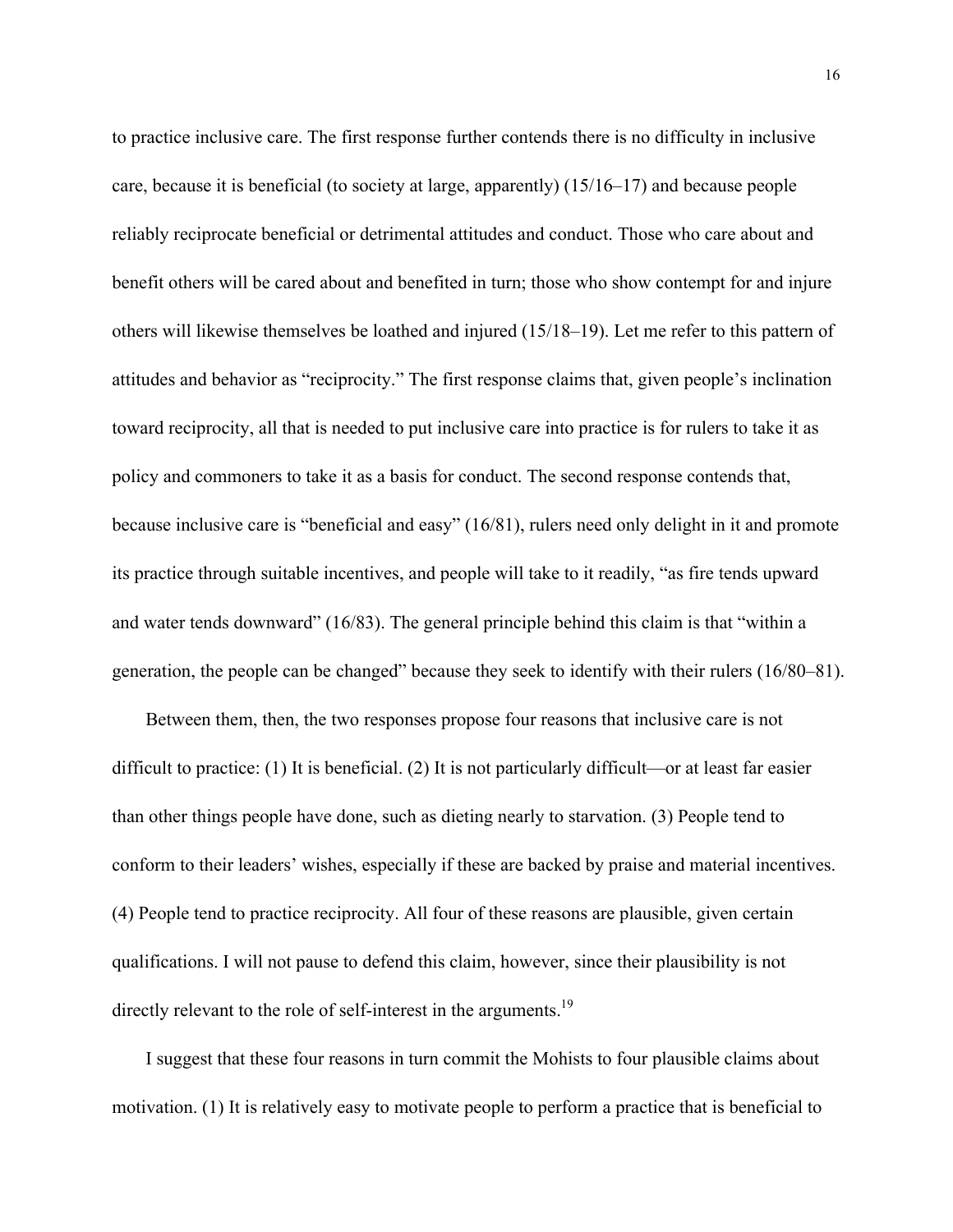to practice inclusive care. The first response further contends there is no difficulty in inclusive care, because it is beneficial (to society at large, apparently) (15/16–17) and because people reliably reciprocate beneficial or detrimental attitudes and conduct. Those who care about and benefit others will be cared about and benefited in turn; those who show contempt for and injure others will likewise themselves be loathed and injured (15/18–19). Let me refer to this pattern of attitudes and behavior as "reciprocity." The first response claims that, given people's inclination toward reciprocity, all that is needed to put inclusive care into practice is for rulers to take it as policy and commoners to take it as a basis for conduct. The second response contends that, because inclusive care is "beneficial and easy" (16/81), rulers need only delight in it and promote its practice through suitable incentives, and people will take to it readily, "as fire tends upward and water tends downward" (16/83). The general principle behind this claim is that "within a generation, the people can be changed" because they seek to identify with their rulers (16/80–81).

Between them, then, the two responses propose four reasons that inclusive care is not difficult to practice: (1) It is beneficial. (2) It is not particularly difficult—or at least far easier than other things people have done, such as dieting nearly to starvation. (3) People tend to conform to their leaders' wishes, especially if these are backed by praise and material incentives. (4) People tend to practice reciprocity. All four of these reasons are plausible, given certain qualifications. I will not pause to defend this claim, however, since their plausibility is not directly relevant to the role of self-interest in the arguments.[19]

I suggest that these four reasons in turn commit the Mohists to four plausible claims about motivation. (1) It is relatively easy to motivate people to perform a practice that is beneficial to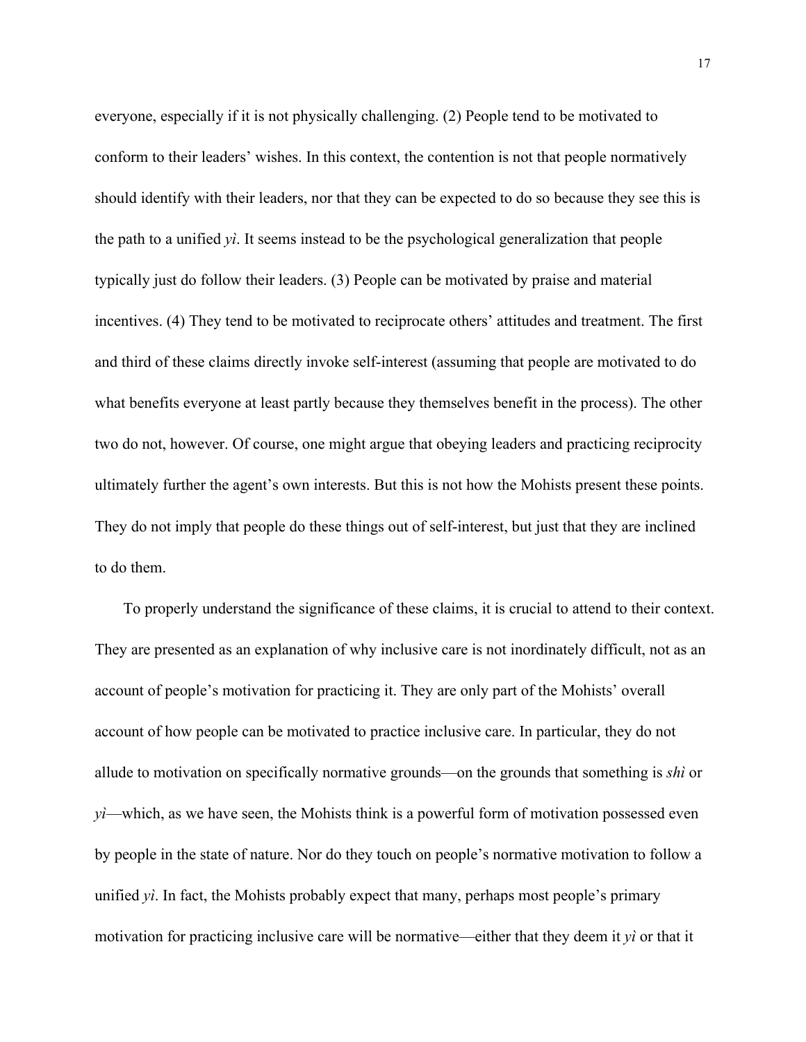everyone, especially if it is not physically challenging. (2) People tend to be motivated to conform to their leaders' wishes. In this context, the contention is not that people normatively should identify with their leaders, nor that they can be expected to do so because they see this is the path to a unified *yì*. It seems instead to be the psychological generalization that people typically just do follow their leaders. (3) People can be motivated by praise and material incentives. (4) They tend to be motivated to reciprocate others' attitudes and treatment. The first and third of these claims directly invoke self-interest (assuming that people are motivated to do what benefits everyone at least partly because they themselves benefit in the process). The other two do not, however. Of course, one might argue that obeying leaders and practicing reciprocity ultimately further the agent's own interests. But this is not how the Mohists present these points. They do not imply that people do these things out of self-interest, but just that they are inclined to do them.

To properly understand the significance of these claims, it is crucial to attend to their context. They are presented as an explanation of why inclusive care is not inordinately difficult, not as an account of people's motivation for practicing it. They are only part of the Mohists' overall account of how people can be motivated to practice inclusive care. In particular, they do not allude to motivation on specifically normative grounds—on the grounds that something is *shì* or *yì*—which, as we have seen, the Mohists think is a powerful form of motivation possessed even by people in the state of nature. Nor do they touch on people's normative motivation to follow a unified *yì*. In fact, the Mohists probably expect that many, perhaps most people's primary motivation for practicing inclusive care will be normative—either that they deem it *yì* or that it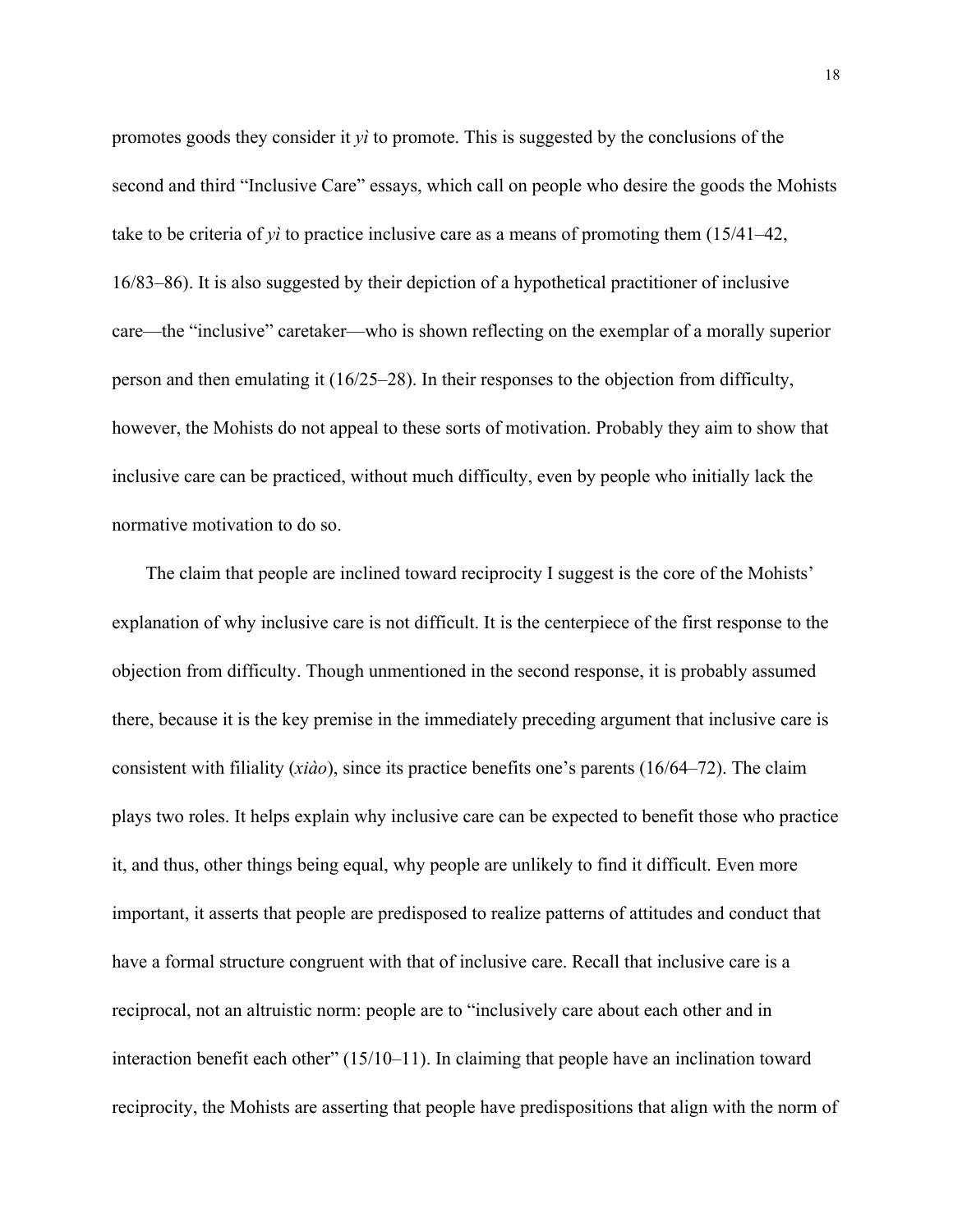promotes goods they consider it *yì* to promote. This is suggested by the conclusions of the second and third "Inclusive Care" essays, which call on people who desire the goods the Mohists take to be criteria of *yì* to practice inclusive care as a means of promoting them (15/41–42, 16/83–86). It is also suggested by their depiction of a hypothetical practitioner of inclusive care—the "inclusive" caretaker—who is shown reflecting on the exemplar of a morally superior person and then emulating it (16/25–28). In their responses to the objection from difficulty, however, the Mohists do not appeal to these sorts of motivation. Probably they aim to show that inclusive care can be practiced, without much difficulty, even by people who initially lack the normative motivation to do so.

The claim that people are inclined toward reciprocity I suggest is the core of the Mohists' explanation of why inclusive care is not difficult. It is the centerpiece of the first response to the objection from difficulty. Though unmentioned in the second response, it is probably assumed there, because it is the key premise in the immediately preceding argument that inclusive care is consistent with filiality (*xiào*), since its practice benefits one's parents (16/64–72). The claim plays two roles. It helps explain why inclusive care can be expected to benefit those who practice it, and thus, other things being equal, why people are unlikely to find it difficult. Even more important, it asserts that people are predisposed to realize patterns of attitudes and conduct that have a formal structure congruent with that of inclusive care. Recall that inclusive care is a reciprocal, not an altruistic norm: people are to "inclusively care about each other and in interaction benefit each other" (15/10–11). In claiming that people have an inclination toward reciprocity, the Mohists are asserting that people have predispositions that align with the norm of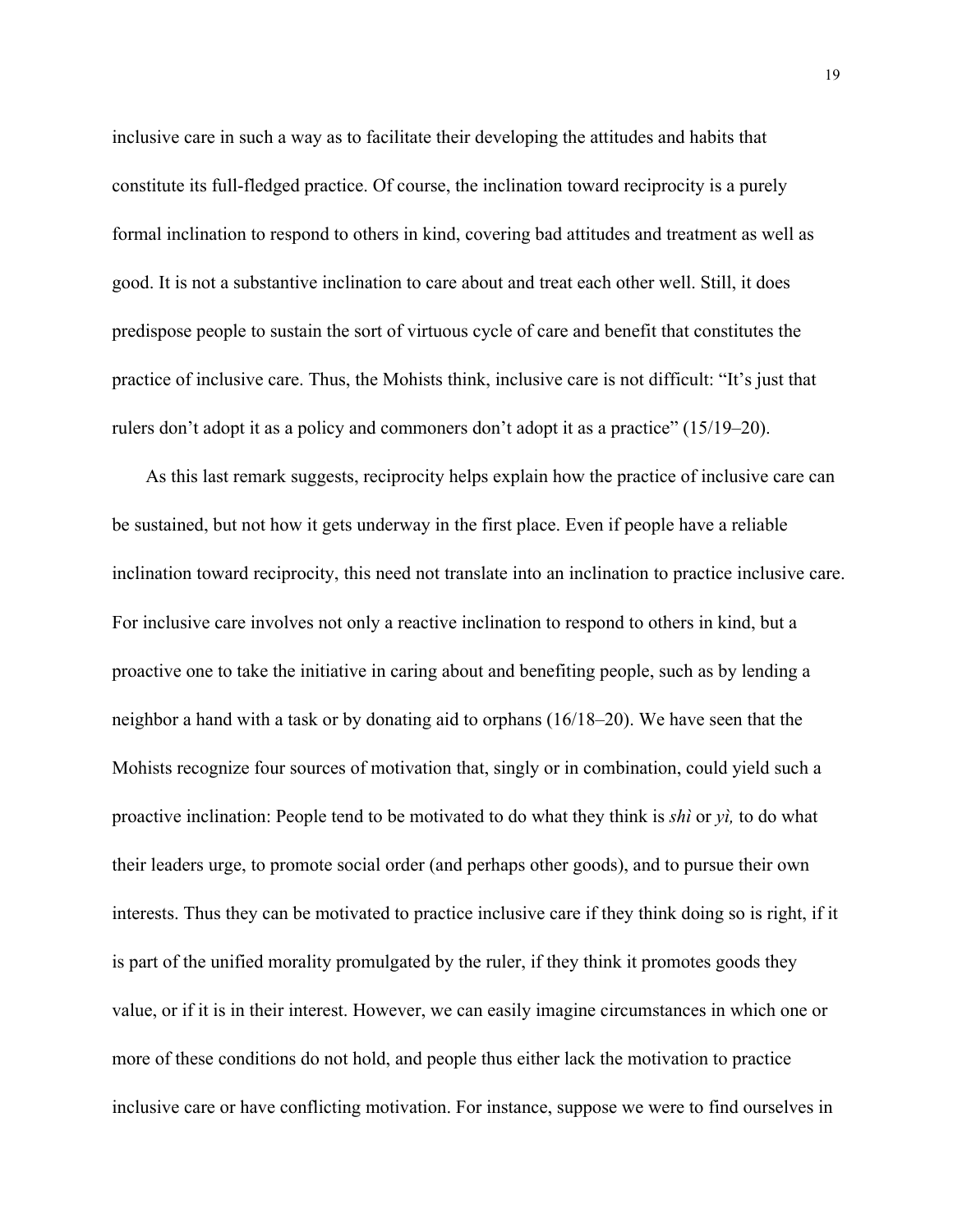inclusive care in such a way as to facilitate their developing the attitudes and habits that constitute its full-fledged practice. Of course, the inclination toward reciprocity is a purely formal inclination to respond to others in kind, covering bad attitudes and treatment as well as good. It is not a substantive inclination to care about and treat each other well. Still, it does predispose people to sustain the sort of virtuous cycle of care and benefit that constitutes the practice of inclusive care. Thus, the Mohists think, inclusive care is not difficult: "It's just that rulers don't adopt it as a policy and commoners don't adopt it as a practice" (15/19–20).

As this last remark suggests, reciprocity helps explain how the practice of inclusive care can be sustained, but not how it gets underway in the first place. Even if people have a reliable inclination toward reciprocity, this need not translate into an inclination to practice inclusive care. For inclusive care involves not only a reactive inclination to respond to others in kind, but a proactive one to take the initiative in caring about and benefiting people, such as by lending a neighbor a hand with a task or by donating aid to orphans (16/18–20). We have seen that the Mohists recognize four sources of motivation that, singly or in combination, could yield such a proactive inclination: People tend to be motivated to do what they think is *shì* or *yì,* to do what their leaders urge, to promote social order (and perhaps other goods), and to pursue their own interests. Thus they can be motivated to practice inclusive care if they think doing so is right, if it is part of the unified morality promulgated by the ruler, if they think it promotes goods they value, or if it is in their interest. However, we can easily imagine circumstances in which one or more of these conditions do not hold, and people thus either lack the motivation to practice inclusive care or have conflicting motivation. For instance, suppose we were to find ourselves in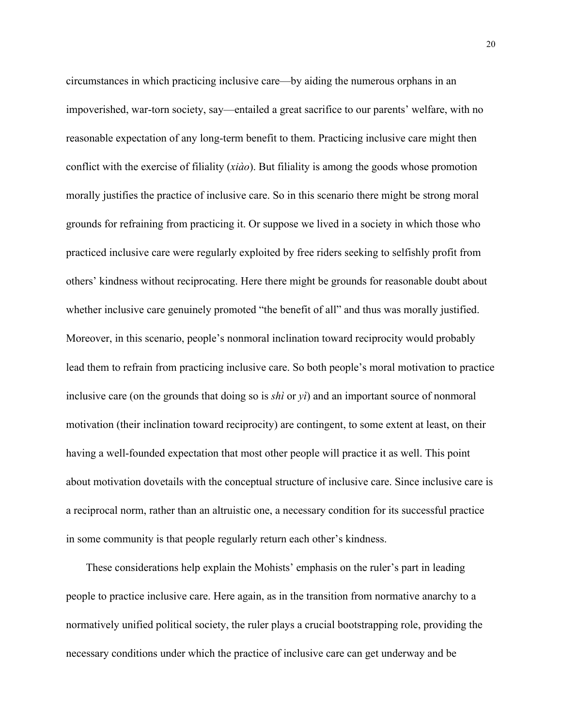circumstances in which practicing inclusive care—by aiding the numerous orphans in an impoverished, war-torn society, say—entailed a great sacrifice to our parents' welfare, with no reasonable expectation of any long-term benefit to them. Practicing inclusive care might then conflict with the exercise of filiality (*xiào*). But filiality is among the goods whose promotion morally justifies the practice of inclusive care. So in this scenario there might be strong moral grounds for refraining from practicing it. Or suppose we lived in a society in which those who practiced inclusive care were regularly exploited by free riders seeking to selfishly profit from others' kindness without reciprocating. Here there might be grounds for reasonable doubt about whether inclusive care genuinely promoted "the benefit of all" and thus was morally justified. Moreover, in this scenario, people's nonmoral inclination toward reciprocity would probably lead them to refrain from practicing inclusive care. So both people's moral motivation to practice inclusive care (on the grounds that doing so is *shì* or *yì*) and an important source of nonmoral motivation (their inclination toward reciprocity) are contingent, to some extent at least, on their having a well-founded expectation that most other people will practice it as well. This point about motivation dovetails with the conceptual structure of inclusive care. Since inclusive care is a reciprocal norm, rather than an altruistic one, a necessary condition for its successful practice in some community is that people regularly return each other's kindness.

These considerations help explain the Mohists' emphasis on the ruler's part in leading people to practice inclusive care. Here again, as in the transition from normative anarchy to a normatively unified political society, the ruler plays a crucial bootstrapping role, providing the necessary conditions under which the practice of inclusive care can get underway and be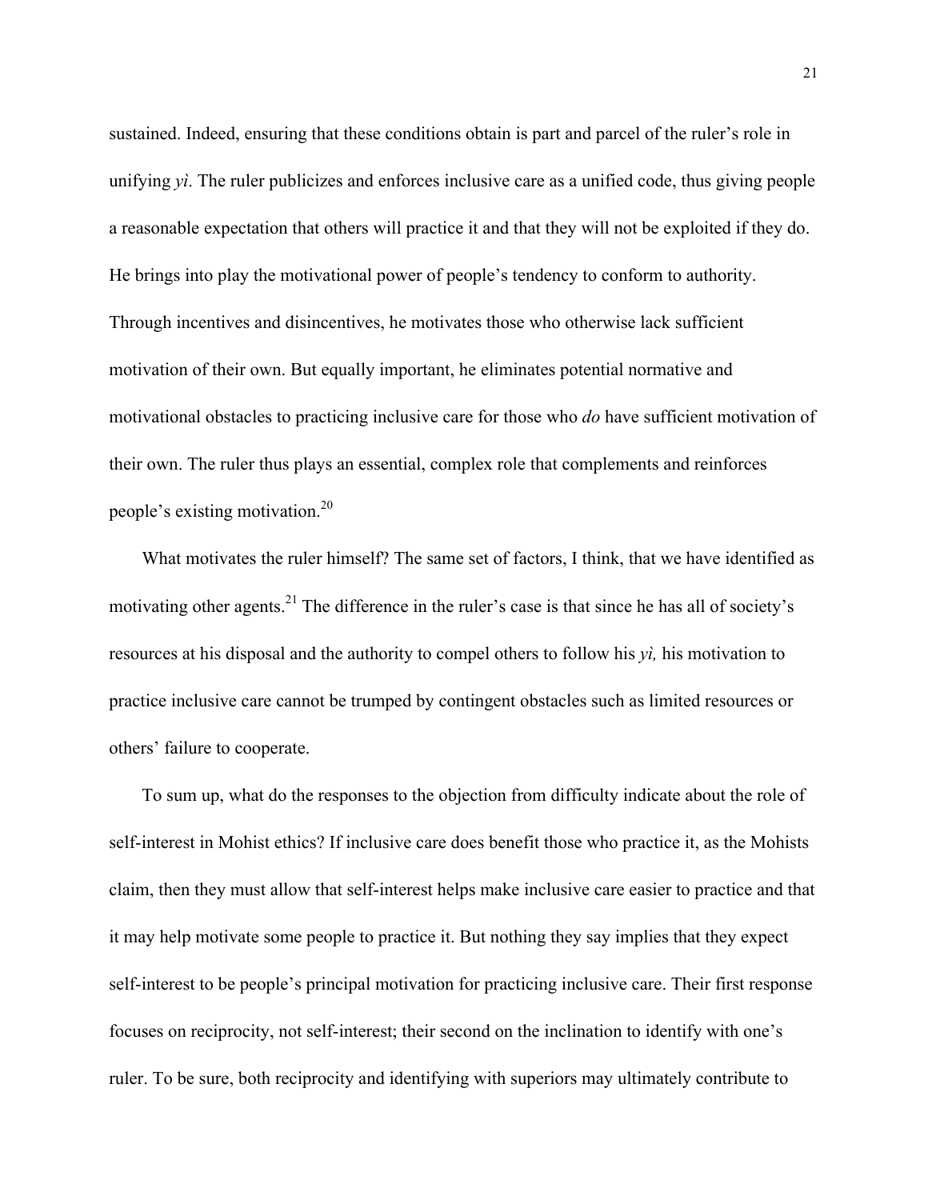sustained. Indeed, ensuring that these conditions obtain is part and parcel of the ruler's role in unifying *yì*. The ruler publicizes and enforces inclusive care as a unified code, thus giving people a reasonable expectation that others will practice it and that they will not be exploited if they do. He brings into play the motivational power of people's tendency to conform to authority. Through incentives and disincentives, he motivates those who otherwise lack sufficient motivation of their own. But equally important, he eliminates potential normative and motivational obstacles to practicing inclusive care for those who *do* have sufficient motivation of their own. The ruler thus plays an essential, complex role that complements and reinforces people's existing motivation.[20]

What motivates the ruler himself? The same set of factors, I think, that we have identified as motivating other agents.[21] The difference in the ruler's case is that since he has all of society's resources at his disposal and the authority to compel others to follow his *yì,* his motivation to practice inclusive care cannot be trumped by contingent obstacles such as limited resources or others' failure to cooperate.

To sum up, what do the responses to the objection from difficulty indicate about the role of self-interest in Mohist ethics? If inclusive care does benefit those who practice it, as the Mohists claim, then they must allow that self-interest helps make inclusive care easier to practice and that it may help motivate some people to practice it. But nothing they say implies that they expect self-interest to be people's principal motivation for practicing inclusive care. Their first response focuses on reciprocity, not self-interest; their second on the inclination to identify with one's ruler. To be sure, both reciprocity and identifying with superiors may ultimately contribute to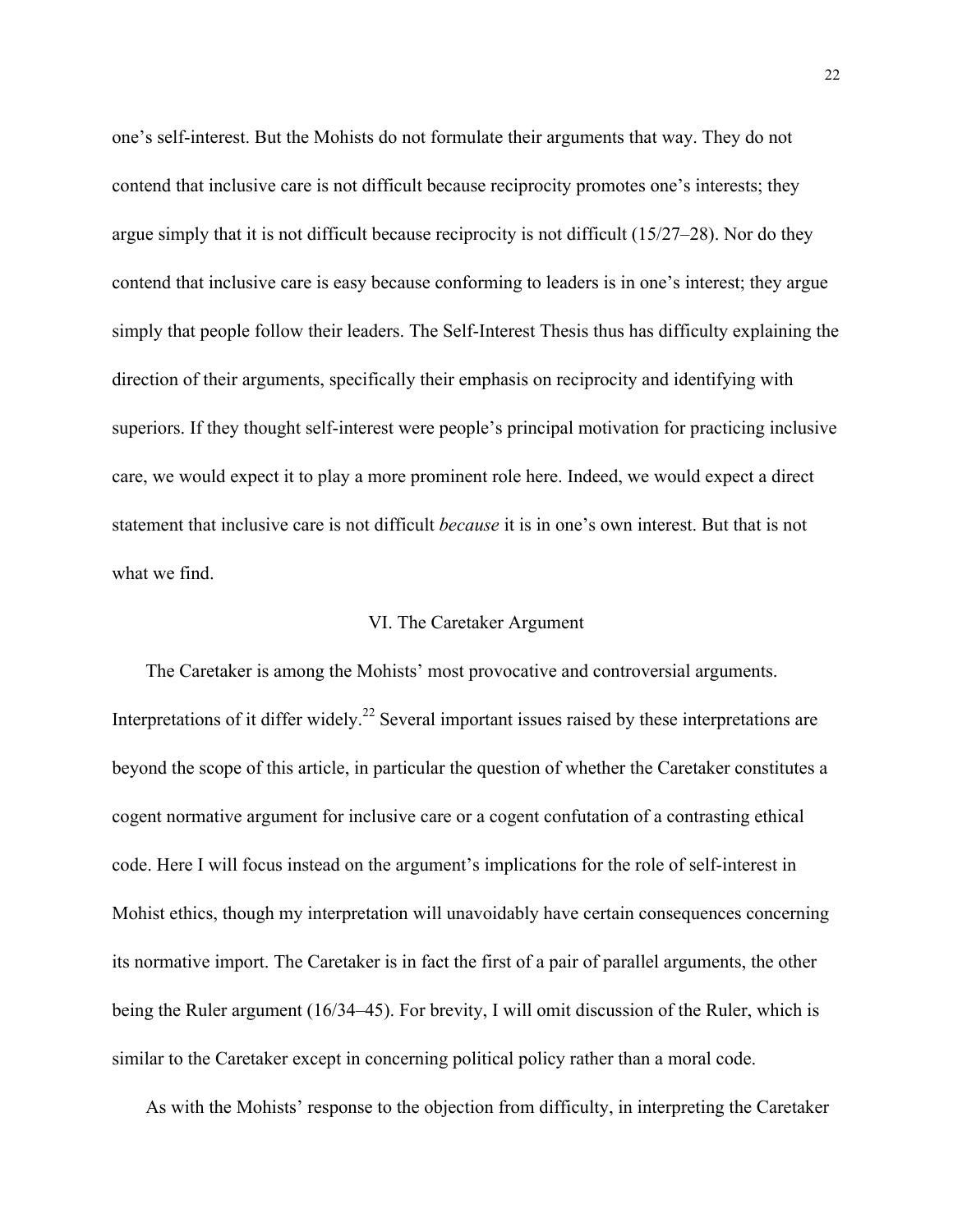one's self-interest. But the Mohists do not formulate their arguments that way. They do not contend that inclusive care is not difficult because reciprocity promotes one's interests; they argue simply that it is not difficult because reciprocity is not difficult (15/27–28). Nor do they contend that inclusive care is easy because conforming to leaders is in one's interest; they argue simply that people follow their leaders. The Self-Interest Thesis thus has difficulty explaining the direction of their arguments, specifically their emphasis on reciprocity and identifying with superiors. If they thought self-interest were people's principal motivation for practicing inclusive care, we would expect it to play a more prominent role here. Indeed, we would expect a direct statement that inclusive care is not difficult *because* it is in one's own interest. But that is not what we find.

## VI. The Caretaker Argument

The Caretaker is among the Mohists' most provocative and controversial arguments. Interpretations of it differ widely.[22] Several important issues raised by these interpretations are beyond the scope of this article, in particular the question of whether the Caretaker constitutes a cogent normative argument for inclusive care or a cogent confutation of a contrasting ethical code. Here I will focus instead on the argument's implications for the role of self-interest in Mohist ethics, though my interpretation will unavoidably have certain consequences concerning its normative import. The Caretaker is in fact the first of a pair of parallel arguments, the other being the Ruler argument (16/34–45). For brevity, I will omit discussion of the Ruler, which is similar to the Caretaker except in concerning political policy rather than a moral code.

As with the Mohists' response to the objection from difficulty, in interpreting the Caretaker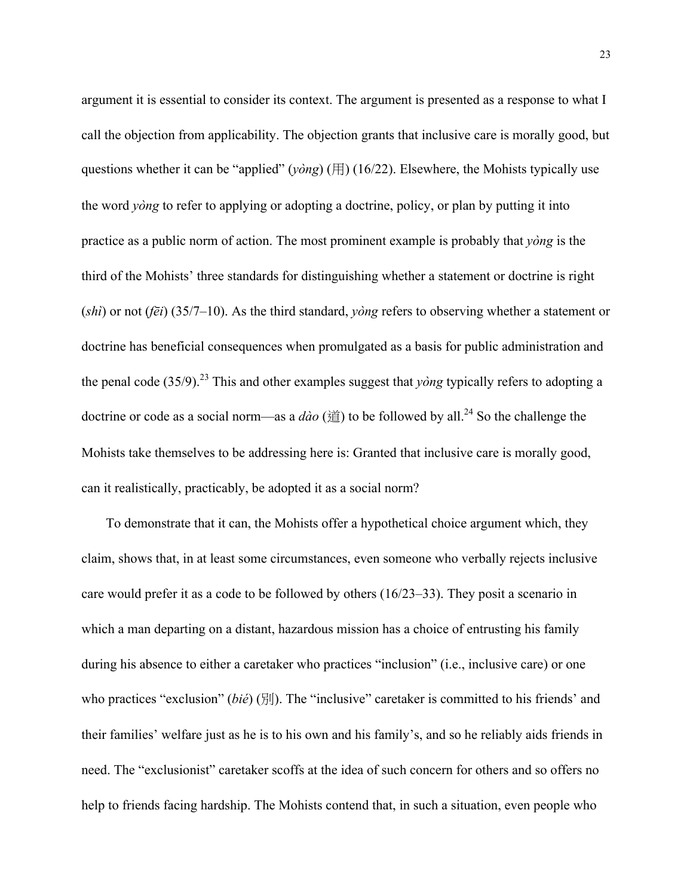argument it is essential to consider its context. The argument is presented as a response to what I call the objection from applicability. The objection grants that inclusive care is morally good, but questions whether it can be "applied" (*yòng*) (用) (16/22). Elsewhere, the Mohists typically use the word *yòng* to refer to applying or adopting a doctrine, policy, or plan by putting it into practice as a public norm of action. The most prominent example is probably that *yòng* is the third of the Mohists' three standards for distinguishing whether a statement or doctrine is right (*shì*) or not (*fēi*) (35/7–10). As the third standard, *yòng* refers to observing whether a statement or doctrine has beneficial consequences when promulgated as a basis for public administration and the penal code (35/9).[23] This and other examples suggest that *yòng* typically refers to adopting a doctrine or code as a social norm—as a *dào* (道) to be followed by all.[24] So the challenge the Mohists take themselves to be addressing here is: Granted that inclusive care is morally good, can it realistically, practicably, be adopted it as a social norm?

To demonstrate that it can, the Mohists offer a hypothetical choice argument which, they claim, shows that, in at least some circumstances, even someone who verbally rejects inclusive care would prefer it as a code to be followed by others (16/23–33). They posit a scenario in which a man departing on a distant, hazardous mission has a choice of entrusting his family during his absence to either a caretaker who practices "inclusion" (i.e., inclusive care) or one who practices "exclusion" (*bié*) (別). The "inclusive" caretaker is committed to his friends' and their families' welfare just as he is to his own and his family's, and so he reliably aids friends in need. The "exclusionist" caretaker scoffs at the idea of such concern for others and so offers no help to friends facing hardship. The Mohists contend that, in such a situation, even people who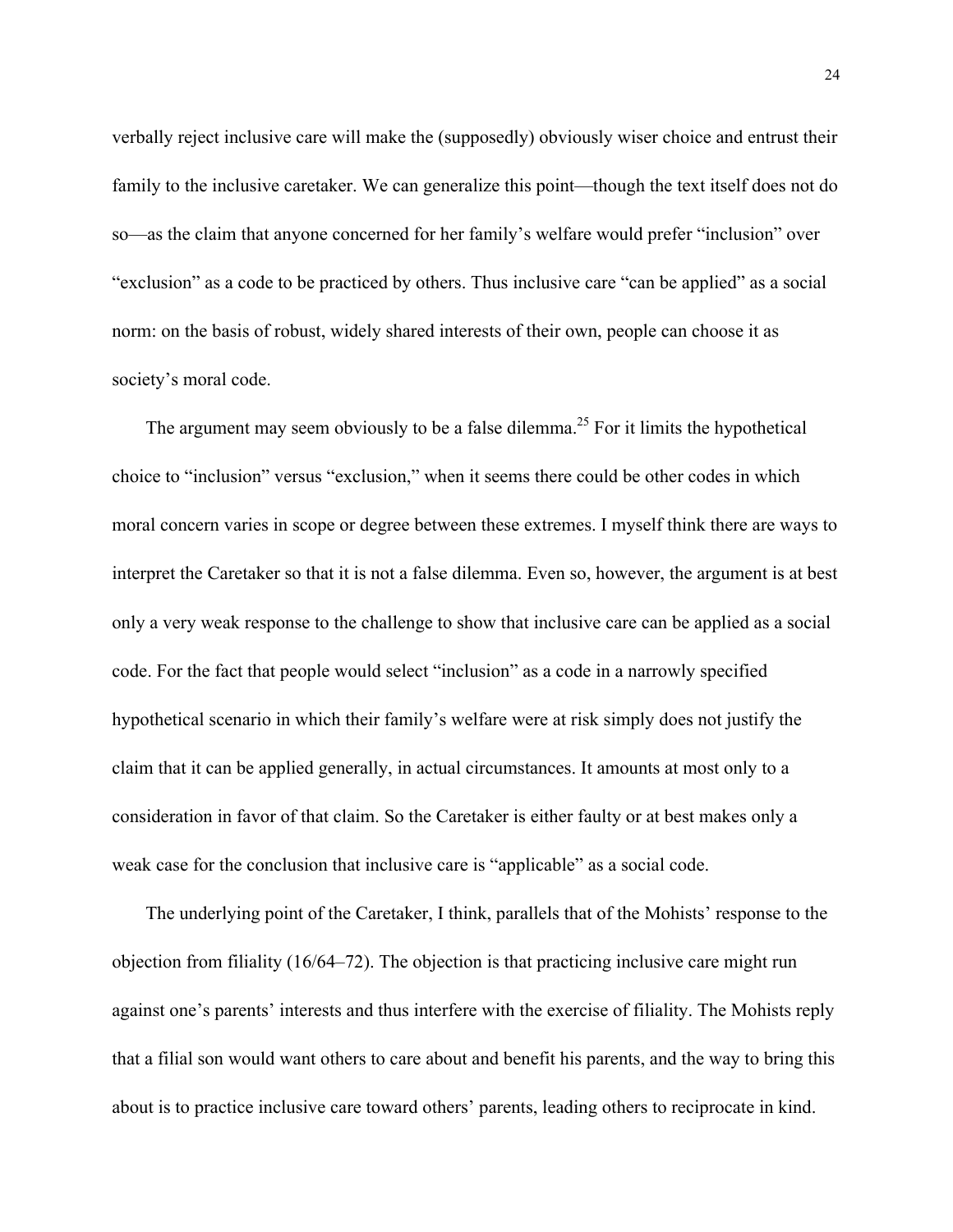verbally reject inclusive care will make the (supposedly) obviously wiser choice and entrust their family to the inclusive caretaker. We can generalize this point—though the text itself does not do so—as the claim that anyone concerned for her family's welfare would prefer "inclusion" over "exclusion" as a code to be practiced by others. Thus inclusive care "can be applied" as a social norm: on the basis of robust, widely shared interests of their own, people can choose it as society's moral code.

The argument may seem obviously to be a false dilemma.[25] For it limits the hypothetical choice to "inclusion" versus "exclusion," when it seems there could be other codes in which moral concern varies in scope or degree between these extremes. I myself think there are ways to interpret the Caretaker so that it is not a false dilemma. Even so, however, the argument is at best only a very weak response to the challenge to show that inclusive care can be applied as a social code. For the fact that people would select "inclusion" as a code in a narrowly specified hypothetical scenario in which their family's welfare were at risk simply does not justify the claim that it can be applied generally, in actual circumstances. It amounts at most only to a consideration in favor of that claim. So the Caretaker is either faulty or at best makes only a weak case for the conclusion that inclusive care is "applicable" as a social code.

The underlying point of the Caretaker, I think, parallels that of the Mohists' response to the objection from filiality (16/64–72). The objection is that practicing inclusive care might run against one's parents' interests and thus interfere with the exercise of filiality. The Mohists reply that a filial son would want others to care about and benefit his parents, and the way to bring this about is to practice inclusive care toward others' parents, leading others to reciprocate in kind.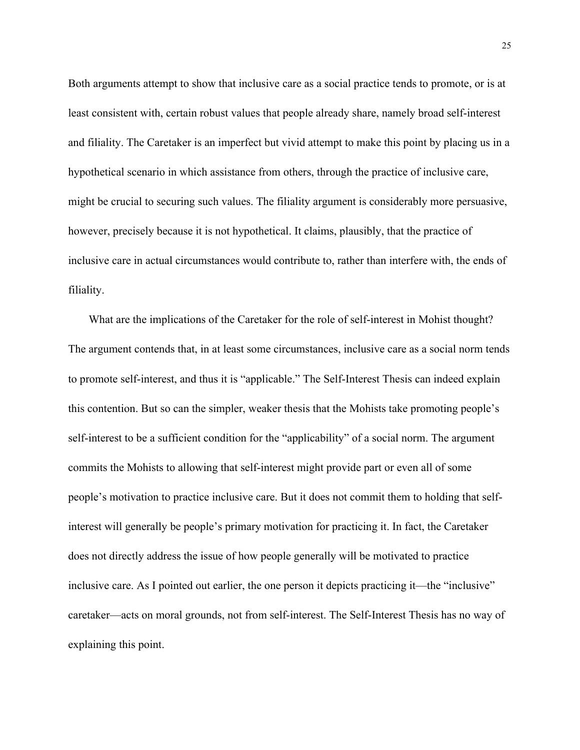Both arguments attempt to show that inclusive care as a social practice tends to promote, or is at least consistent with, certain robust values that people already share, namely broad self-interest and filiality. The Caretaker is an imperfect but vivid attempt to make this point by placing us in a hypothetical scenario in which assistance from others, through the practice of inclusive care, might be crucial to securing such values. The filiality argument is considerably more persuasive, however, precisely because it is not hypothetical. It claims, plausibly, that the practice of inclusive care in actual circumstances would contribute to, rather than interfere with, the ends of filiality.

What are the implications of the Caretaker for the role of self-interest in Mohist thought? The argument contends that, in at least some circumstances, inclusive care as a social norm tends to promote self-interest, and thus it is "applicable." The Self-Interest Thesis can indeed explain this contention. But so can the simpler, weaker thesis that the Mohists take promoting people's self-interest to be a sufficient condition for the "applicability" of a social norm. The argument commits the Mohists to allowing that self-interest might provide part or even all of some people's motivation to practice inclusive care. But it does not commit them to holding that self-interest will generally be people's primary motivation for practicing it. In fact, the Caretaker does not directly address the issue of how people generally will be motivated to practice inclusive care. As I pointed out earlier, the one person it depicts practicing it—the "inclusive" caretaker—acts on moral grounds, not from self-interest. The Self-Interest Thesis has no way of explaining this point.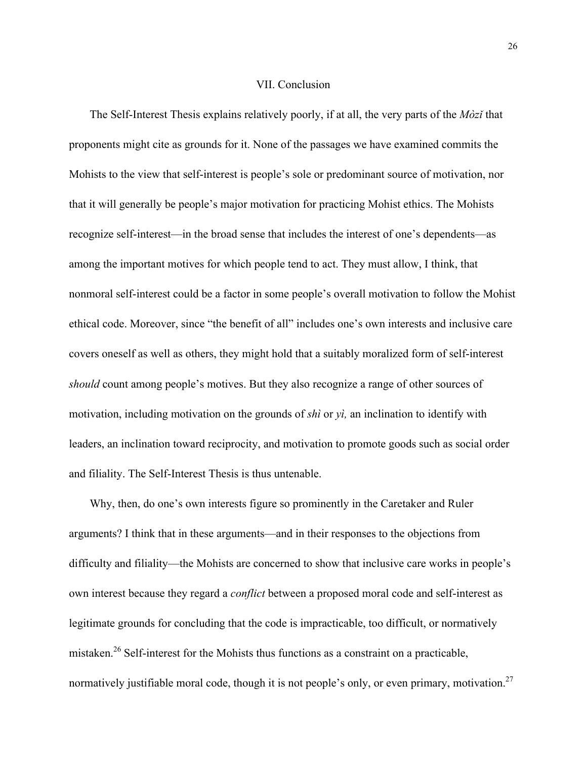## VII. Conclusion

The Self-Interest Thesis explains relatively poorly, if at all, the very parts of the *Mòzǐ* that proponents might cite as grounds for it. None of the passages we have examined commits the Mohists to the view that self-interest is people's sole or predominant source of motivation, nor that it will generally be people's major motivation for practicing Mohist ethics. The Mohists recognize self-interest—in the broad sense that includes the interest of one's dependents—as among the important motives for which people tend to act. They must allow, I think, that nonmoral self-interest could be a factor in some people's overall motivation to follow the Mohist ethical code. Moreover, since "the benefit of all" includes one's own interests and inclusive care covers oneself as well as others, they might hold that a suitably moralized form of self-interest *should* count among people's motives. But they also recognize a range of other sources of motivation, including motivation on the grounds of *shì* or *yì,* an inclination to identify with leaders, an inclination toward reciprocity, and motivation to promote goods such as social order and filiality. The Self-Interest Thesis is thus untenable.

Why, then, do one's own interests figure so prominently in the Caretaker and Ruler arguments? I think that in these arguments—and in their responses to the objections from difficulty and filiality—the Mohists are concerned to show that inclusive care works in people's own interest because they regard a *conflict* between a proposed moral code and self-interest as legitimate grounds for concluding that the code is impracticable, too difficult, or normatively mistaken.[26] Self-interest for the Mohists thus functions as a constraint on a practicable, normatively justifiable moral code, though it is not people's only, or even primary, motivation.[27]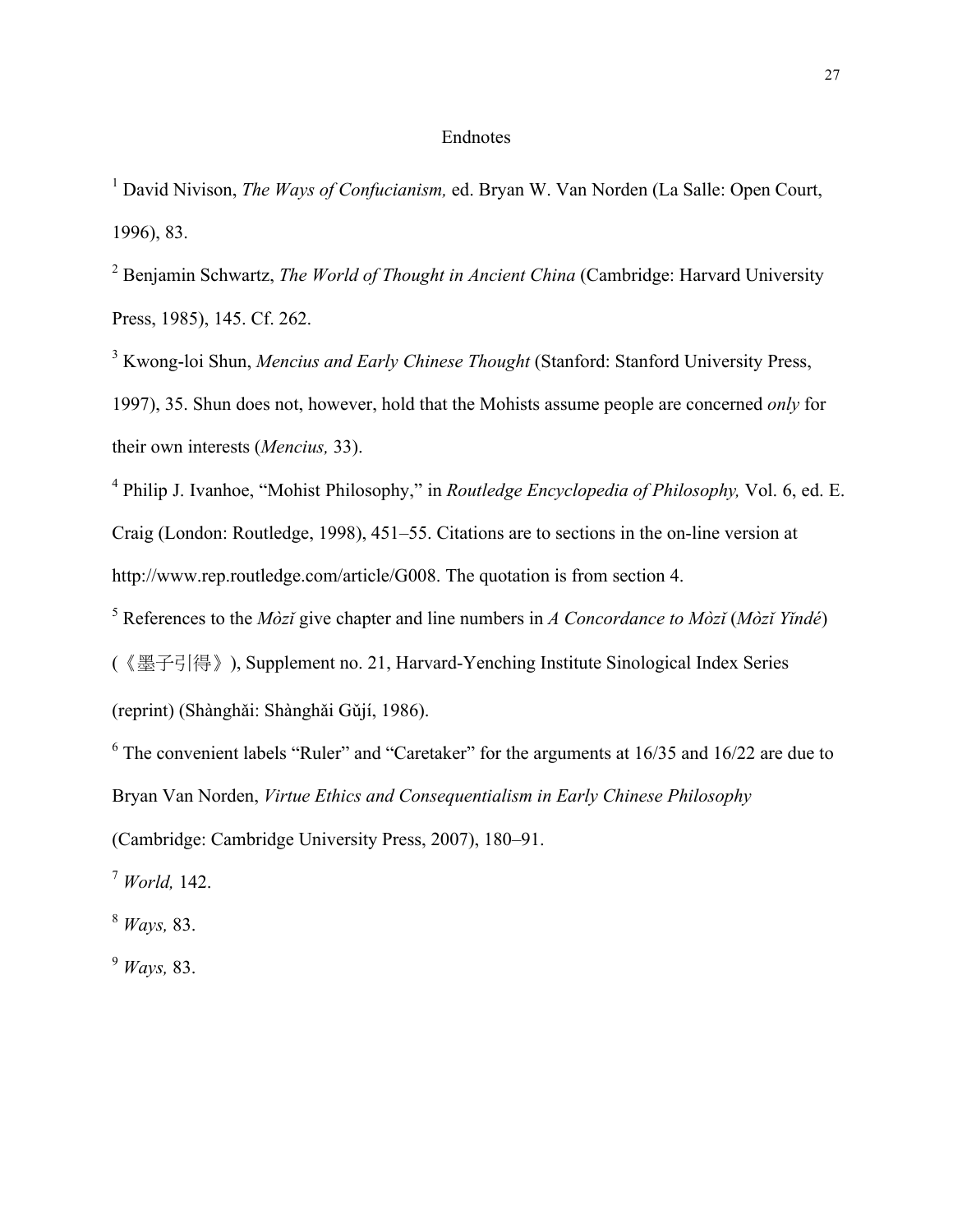## Endnotes

[1] David Nivison, *The Ways of Confucianism,* ed. Bryan W. Van Norden (La Salle: Open Court, 1996), 83.

[2] Benjamin Schwartz, *The World of Thought in Ancient China* (Cambridge: Harvard University Press, 1985), 145. Cf. 262.

[3] Kwong-loi Shun, *Mencius and Early Chinese Thought* (Stanford: Stanford University Press, 1997), 35. Shun does not, however, hold that the Mohists assume people are concerned *only* for their own interests (*Mencius,* 33).

[4] Philip J. Ivanhoe, "Mohist Philosophy," in *Routledge Encyclopedia of Philosophy,* Vol. 6, ed. E. Craig (London: Routledge, 1998), 451–55. Citations are to sections in the on-line version at http://www.rep.routledge.com/article/G008. The quotation is from section 4.

[5] References to the *Mòzǐ* give chapter and line numbers in *A Concordance to Mòzǐ* (*Mòzǐ Yǐndé*) (《墨子引得》), Supplement no. 21, Harvard-Yenching Institute Sinological Index Series (reprint) (Shànghǎi: Shànghǎi Gǔjí, 1986).

[6] The convenient labels "Ruler" and "Caretaker" for the arguments at 16/35 and 16/22 are due to Bryan Van Norden, *Virtue Ethics and Consequentialism in Early Chinese Philosophy* (Cambridge: Cambridge University Press, 2007), 180–91.

[7] *World,* 142.

[8] *Ways,* 83.

[9] *Ways,* 83.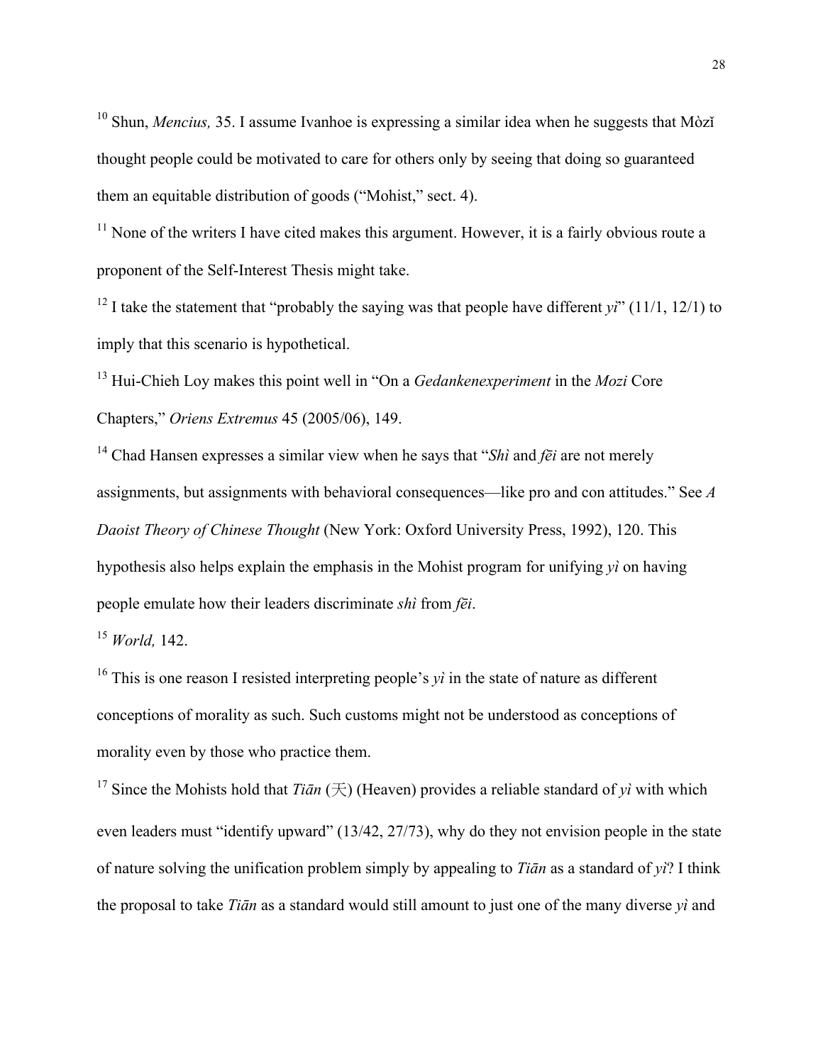[10] Shun, *Mencius,* 35. I assume Ivanhoe is expressing a similar idea when he suggests that Mòzǐ thought people could be motivated to care for others only by seeing that doing so guaranteed them an equitable distribution of goods ("Mohist," sect. 4).

[11] None of the writers I have cited makes this argument. However, it is a fairly obvious route a proponent of the Self-Interest Thesis might take.

[12] I take the statement that "probably the saying was that people have different *yì*" (11/1, 12/1) to imply that this scenario is hypothetical.

[13] Hui-Chieh Loy makes this point well in "On a *Gedankenexperiment* in the *Mozi* Core Chapters," *Oriens Extremus* 45 (2005/06), 149.

[14] Chad Hansen expresses a similar view when he says that "*Shì* and *fēi* are not merely assignments, but assignments with behavioral consequences—like pro and con attitudes." See *A Daoist Theory of Chinese Thought* (New York: Oxford University Press, 1992), 120. This hypothesis also helps explain the emphasis in the Mohist program for unifying *yì* on having people emulate how their leaders discriminate *shì* from *fēi*.

[15] *World,* 142.

[16] This is one reason I resisted interpreting people's *yì* in the state of nature as different conceptions of morality as such. Such customs might not be understood as conceptions of morality even by those who practice them.

[17] Since the Mohists hold that *Tiān* (天) (Heaven) provides a reliable standard of *yì* with which even leaders must "identify upward" (13/42, 27/73), why do they not envision people in the state of nature solving the unification problem simply by appealing to *Tiān* as a standard of *yì*? I think the proposal to take *Tiān* as a standard would still amount to just one of the many diverse *yì* and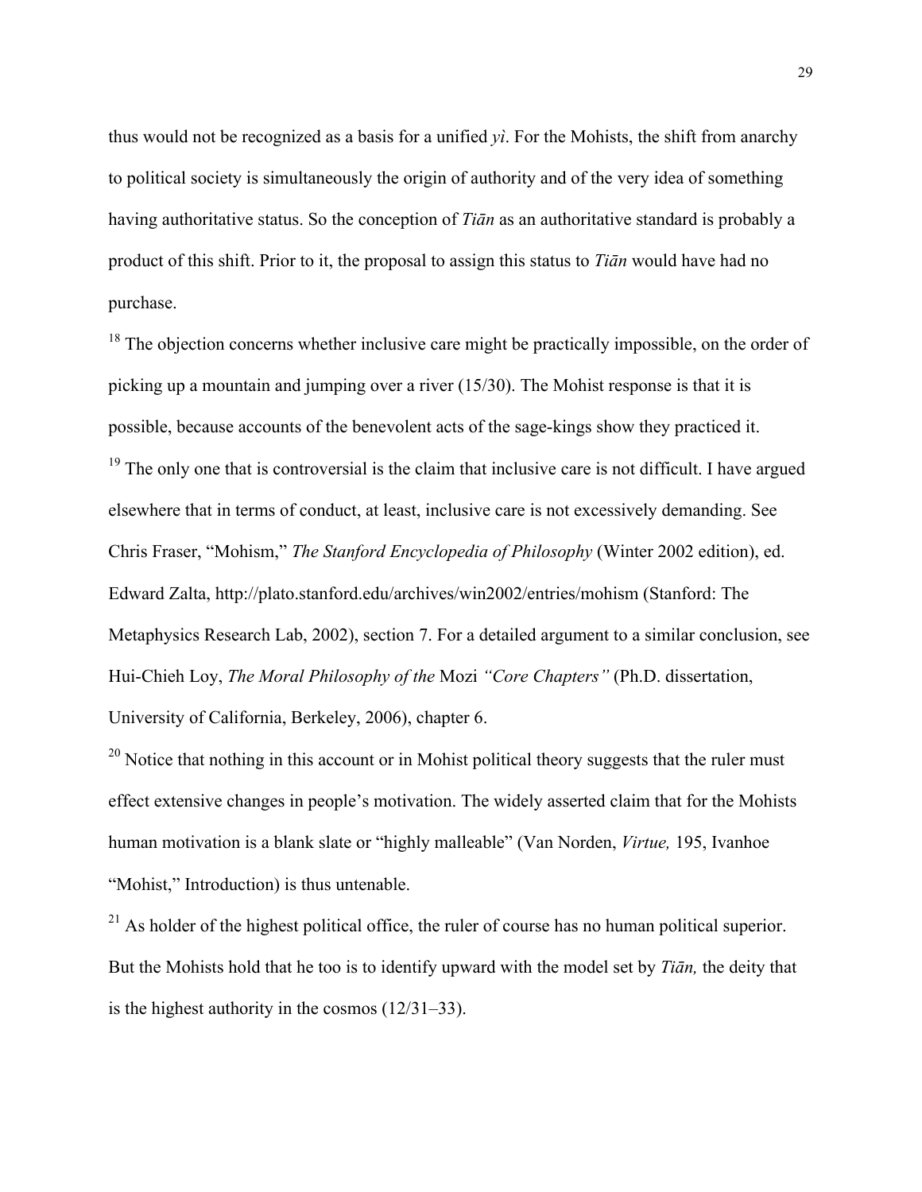thus would not be recognized as a basis for a unified *yì*. For the Mohists, the shift from anarchy to political society is simultaneously the origin of authority and of the very idea of something having authoritative status. So the conception of *Tiān* as an authoritative standard is probably a product of this shift. Prior to it, the proposal to assign this status to *Tiān* would have had no purchase.

[18] The objection concerns whether inclusive care might be practically impossible, on the order of picking up a mountain and jumping over a river (15/30). The Mohist response is that it is possible, because accounts of the benevolent acts of the sage-kings show they practiced it.

[19] The only one that is controversial is the claim that inclusive care is not difficult. I have argued elsewhere that in terms of conduct, at least, inclusive care is not excessively demanding. See Chris Fraser, "Mohism," *The Stanford Encyclopedia of Philosophy* (Winter 2002 edition), ed. Edward Zalta, http://plato.stanford.edu/archives/win2002/entries/mohism (Stanford: The Metaphysics Research Lab, 2002), section 7. For a detailed argument to a similar conclusion, see Hui-Chieh Loy, *The Moral Philosophy of the* Mozi *"Core Chapters"* (Ph.D. dissertation, University of California, Berkeley, 2006), chapter 6.

[20] Notice that nothing in this account or in Mohist political theory suggests that the ruler must effect extensive changes in people's motivation. The widely asserted claim that for the Mohists human motivation is a blank slate or "highly malleable" (Van Norden, *Virtue,* 195, Ivanhoe "Mohist," Introduction) is thus untenable.

[21] As holder of the highest political office, the ruler of course has no human political superior. But the Mohists hold that he too is to identify upward with the model set by *Tiān,* the deity that is the highest authority in the cosmos (12/31–33).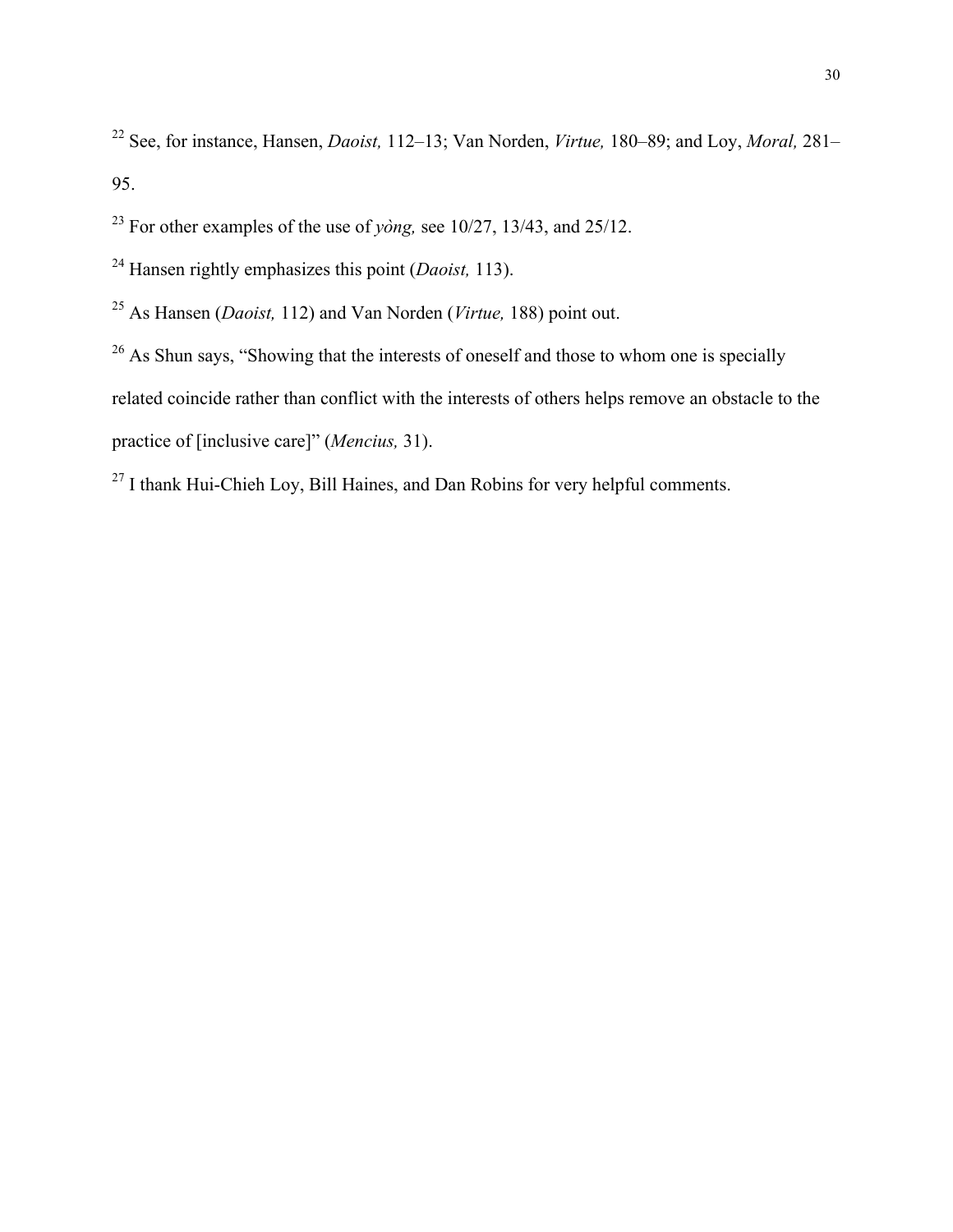[22] See, for instance, Hansen, *Daoist,* 112–13; Van Norden, *Virtue,* 180–89; and Loy, *Moral,* 281–95.

[23] For other examples of the use of *yòng,* see 10/27, 13/43, and 25/12.

[24] Hansen rightly emphasizes this point (*Daoist,* 113).

[25] As Hansen (*Daoist,* 112) and Van Norden (*Virtue,* 188) point out.

[26] As Shun says, "Showing that the interests of oneself and those to whom one is specially related coincide rather than conflict with the interests of others helps remove an obstacle to the practice of [inclusive care]" (*Mencius,* 31).

[27] I thank Hui-Chieh Loy, Bill Haines, and Dan Robins for very helpful comments.